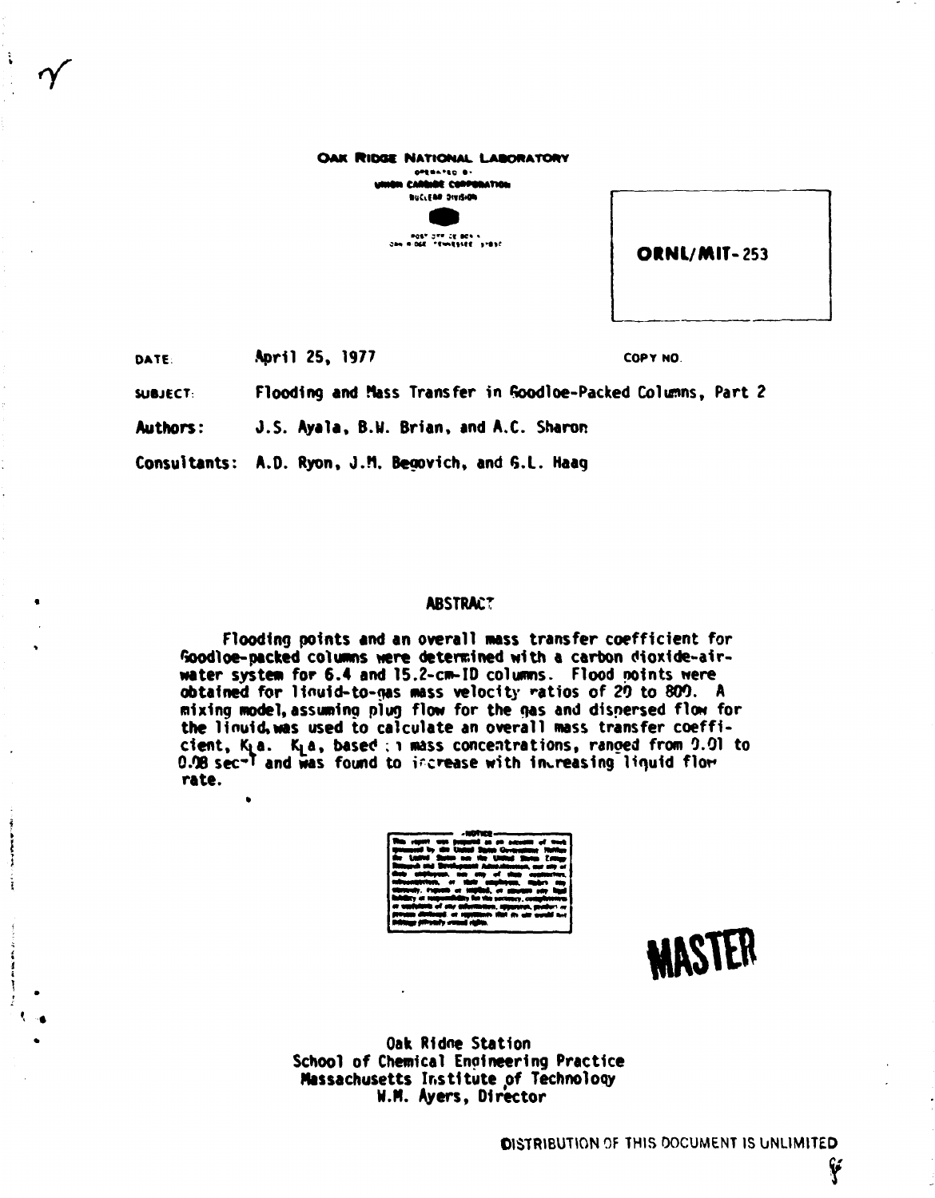OAK RIDGE NATIONAL LABORATORY

OPERATED BY

UNION CARBIDE CORPORATION

NUCLEAR DIVISION

POST OFFICE BOX X
OAK RIDGE, TENNESSEE 37830

**ORNL/MIT-253**

DATE: April 25, 1977

COPY NO.

SUBJECT: Flooding and Mass Transfer in Goodloe-Packed Columns, Part 2

**Authors:** J.S. Ayala, B.W. Brian, and A.C. Sharon

Consultants: A.D. Ryon, J.M. Begovich, and G.L. Haag

## ABSTRACT

Flooding points and an overall mass transfer coefficient for Goodloe-packed columns were determined with a carbon dioxide-air-water system for 6.4 and 15.2-cm-ID columns. Flood points were obtained for liquid-to-gas mass velocity ratios of 20 to 800. A mixing model, assuming plug flow for the gas and dispersed flow for the liquid, was used to calculate an overall mass transfer coefficient, $K_La$. $K_La$, based on mass concentrations, ranged from 0.01 to 0.08 $sec^{-1}$ and was found to increase with increasing liquid flow rate.

**MASTER**

Oak Ridge Station
School of Chemical Engineering Practice
Massachusetts Institute of Technology
W.M. Ayers, Director

DISTRIBUTION OF THIS DOCUMENT IS UNLIMITED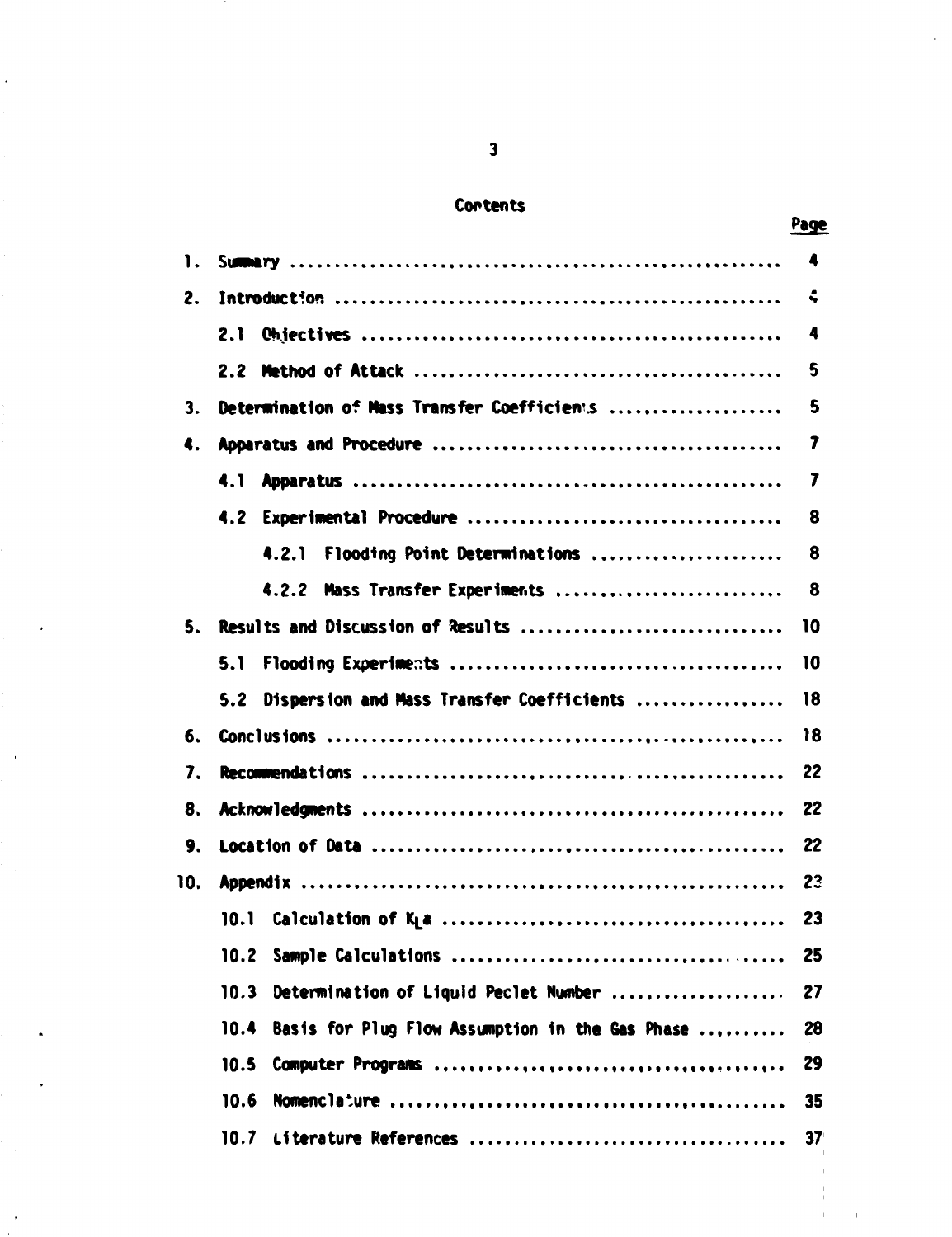## Contents

| | | Page |
|---|---|---|
| 1. | Summary | 4 |
| 2. | Introduction | 4 |
| | 2.1 Objectives | 4 |
| | 2.2 Method of Attack | 5 |
| 3. | Determination of Mass Transfer Coefficients | 5 |
| 4. | Apparatus and Procedure | 7 |
| | 4.1 Apparatus | 7 |
| | 4.2 Experimental Procedure | 8 |
| | 4.2.1 Flooding Point Determinations | 8 |
| | 4.2.2 Mass Transfer Experiments | 8 |
| 5. | Results and Discussion of Results | 10 |
| | 5.1 Flooding Experiments | 10 |
| | 5.2 Dispersion and Mass Transfer Coefficients | 18 |
| 6. | Conclusions | 18 |
| 7. | Recommendations | 22 |
| 8. | Acknowledgments | 22 |
| 9. | Location of Data | 22 |
| 10. | Appendix | 23 |
| | 10.1 Calculation of $K_La$ | 23 |
| | 10.2 Sample Calculations | 25 |
| | 10.3 Determination of Liquid Peclet Number | 27 |
| | 10.4 Basis for Plug Flow Assumption in the Gas Phase | 28 |
| | 10.5 Computer Programs | 29 |
| | 10.6 Nomenclature | 35 |
| | 10.7 Literature References | 37 |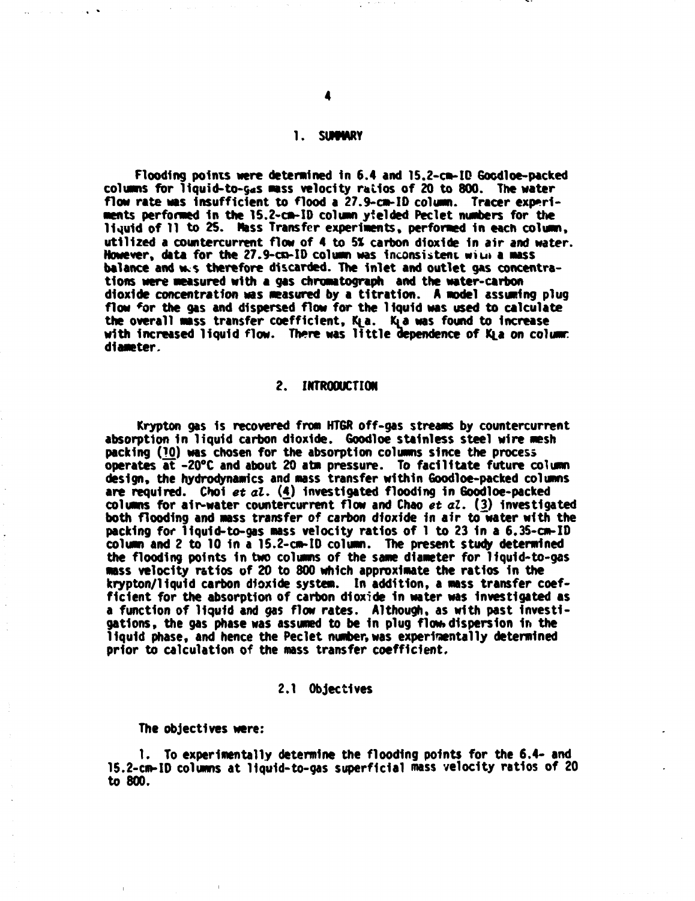# 1. SUMMARY

Flooding points were determined in 6.4 and 15.2-cm-ID Goodloe-packed columns for liquid-to-gas mass velocity ratios of 20 to 800. The water flow rate was insufficient to flood a 27.9-cm-ID column. Tracer experiments performed in the 15.2-cm-ID column yielded Peclet numbers for the liquid of 11 to 25. Mass Transfer experiments, performed in each column, utilized a countercurrent flow of 4 to 5% carbon dioxide in air and water. However, data for the 27.9-cm-ID column was inconsistent with a mass balance and was therefore discarded. The inlet and outlet gas concentrations were measured with a gas chromatograph and the water-carbon dioxide concentration was measured by a titration. A model assuming plug flow for the gas and dispersed flow for the liquid was used to calculate the overall mass transfer coefficient, $K_La$. $K_La$ was found to increase with increased liquid flow. There was little dependence of $K_La$ on column diameter.

# 2. INTRODUCTION

Krypton gas is recovered from HTGR off-gas streams by countercurrent absorption in liquid carbon dioxide. Goodloe stainless steel wire mesh packing (10) was chosen for the absorption columns since the process operates at -20°C and about 20 atm pressure. To facilitate future column design, the hydrodynamics and mass transfer within Goodloe-packed columns are required. Choi *et al.* (4) investigated flooding in Goodloe-packed columns for air-water countercurrent flow and Chao *et al.* (3) investigated both flooding and mass transfer of carbon dioxide in air to water with the packing for liquid-to-gas mass velocity ratios of 1 to 23 in a 6.35-cm-ID column and 2 to 10 in a 15.2-cm-ID column. The present study determined the flooding points in two columns of the same diameter for liquid-to-gas mass velocity ratios of 20 to 800 which approximate the ratios in the krypton/liquid carbon dioxide system. In addition, a mass transfer coefficient for the absorption of carbon dioxide in water was investigated as a function of liquid and gas flow rates. Although, as with past investigations, the gas phase was assumed to be in plug flow, dispersion in the liquid phase, and hence the Peclet number, was experimentally determined prior to calculation of the mass transfer coefficient.

## 2.1 Objectives

The objectives were:

1. To experimentally determine the flooding points for the 6.4- and 15.2-cm-ID columns at liquid-to-gas superficial mass velocity ratios of 20 to 800.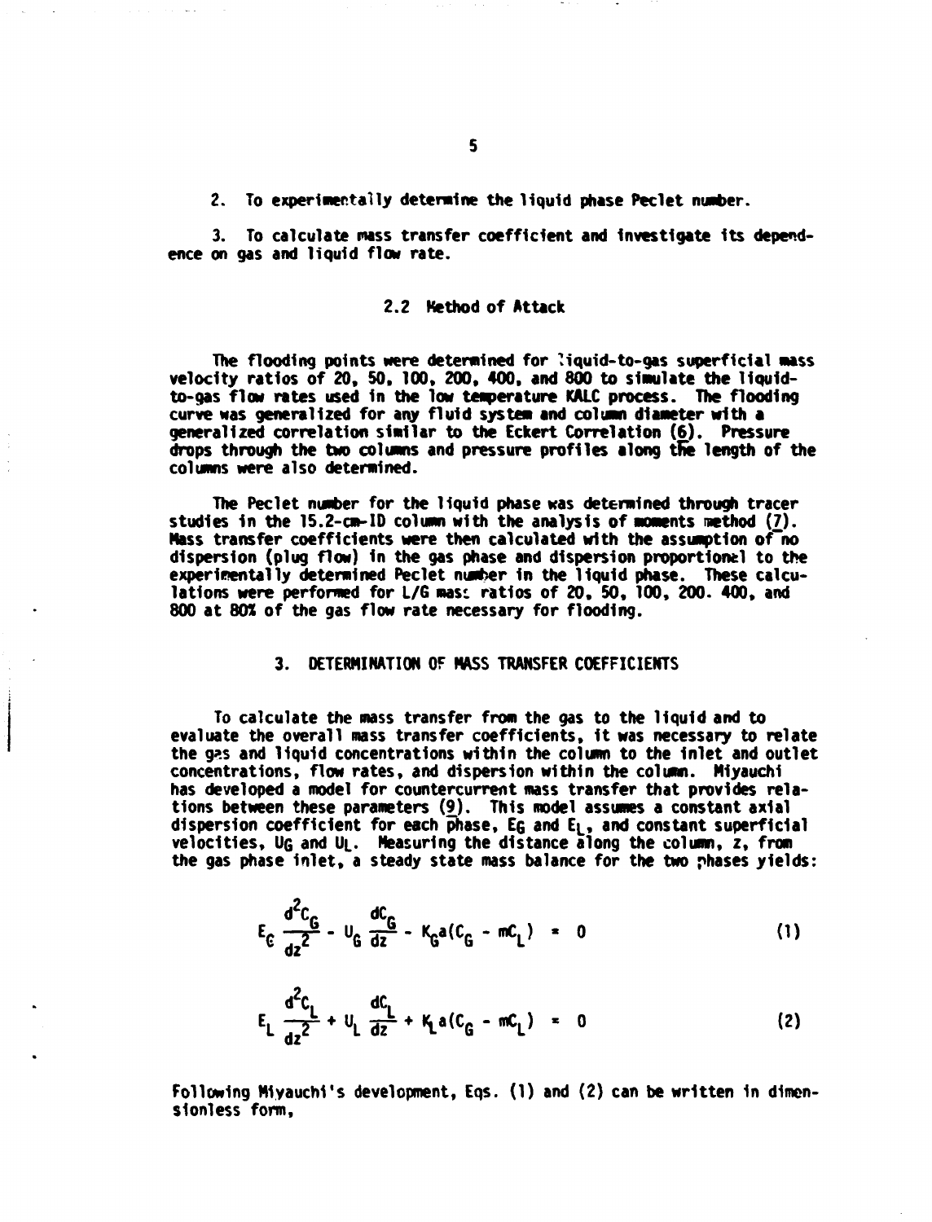2. To experimentally determine the liquid phase Peclet number.

3. To calculate mass transfer coefficient and investigate its dependence on gas and liquid flow rate.

### 2.2 Method of Attack

The flooding points were determined for liquid-to-gas superficial mass velocity ratios of 20, 50, 100, 200, 400, and 800 to simulate the liquid-to-gas flow rates used in the low temperature KALC process. The flooding curve was generalized for any fluid system and column diameter with a generalized correlation similar to the Eckert Correlation (6). Pressure drops through the two columns and pressure profiles along the length of the columns were also determined.

The Peclet number for the liquid phase was determined through tracer studies in the 15.2-cm-ID column with the analysis of moments method (7). Mass transfer coefficients were then calculated with the assumption of no dispersion (plug flow) in the gas phase and dispersion proportional to the experimentally determined Peclet number in the liquid phase. These calculations were performed for L/G mass ratios of 20, 50, 100, 200, 400, and 800 at 80% of the gas flow rate necessary for flooding.

## 3. DETERMINATION OF MASS TRANSFER COEFFICIENTS

To calculate the mass transfer from the gas to the liquid and to evaluate the overall mass transfer coefficients, it was necessary to relate the gas and liquid concentrations within the column to the inlet and outlet concentrations, flow rates, and dispersion within the column. Miyauchi has developed a model for countercurrent mass transfer that provides relations between these parameters (9). This model assumes a constant axial dispersion coefficient for each phase, $E_G$ and $E_L$, and constant superficial velocities, $U_G$ and $U_L$. Measuring the distance along the column, z, from the gas phase inlet, a steady state mass balance for the two phases yields:

$$E_G \frac{d^2C_G}{dz^2} - U_G \frac{dC_G}{dz} - K_G a(C_G - mC_L) = 0 \tag{1}$$

$$E_L \frac{d^2C_L}{dz^2} + U_L \frac{dC_L}{dz} + K_L a(C_G - mC_L) = 0 \tag{2}$$

Following Miyauchi's development, Eqs. (1) and (2) can be written in dimensionless form,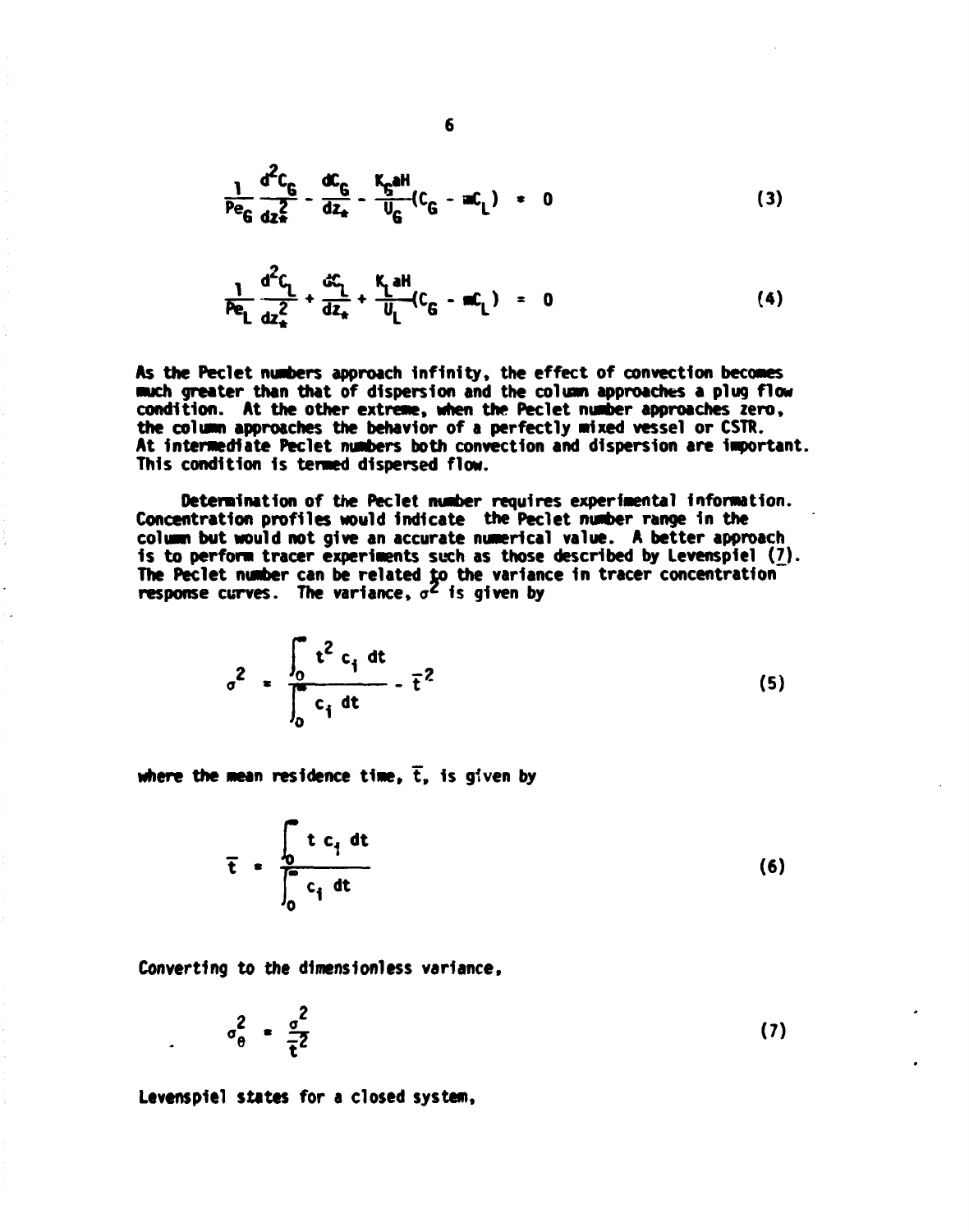$$\frac{1}{Pe_G}\frac{d^2C_G}{dz_*^2} - \frac{dC_G}{dz_*} - \frac{K_G aH}{U_G}(C_G - mC_L) = 0 \tag{3}$$

$$\frac{1}{Pe_L}\frac{d^2C_L}{dz_*^2} + \frac{dC_L}{dz_*} + \frac{K_L aH}{U_L}(C_G - mC_L) = 0 \tag{4}$$

As the Peclet numbers approach infinity, the effect of convection becomes much greater than that of dispersion and the column approaches a plug flow condition. At the other extreme, when the Peclet number approaches zero, the column approaches the behavior of a perfectly mixed vessel or CSTR. At intermediate Peclet numbers both convection and dispersion are important. This condition is termed dispersed flow.

Determination of the Peclet number requires experimental information. Concentration profiles would indicate the Peclet number range in the column but would not give an accurate numerical value. A better approach is to perform tracer experiments such as those described by Levenspiel (7). The Peclet number can be related to the variance in tracer concentration response curves. The variance, $\sigma^2$ is given by

$$\sigma^2 = \frac{\int_0^\infty t^2 c_i \, dt}{\int_0^\infty c_i \, dt} - \bar{t}^2 \tag{5}$$

where the mean residence time, $\bar{t}$, is given by

$$\bar{t} = \frac{\int_0^\infty t \, c_i \, dt}{\int_0^\infty c_i \, dt} \tag{6}$$

Converting to the dimensionless variance,

$$\sigma_\theta^2 = \frac{\sigma^2}{\bar{t}^2} \tag{7}$$

Levenspiel states for a closed system,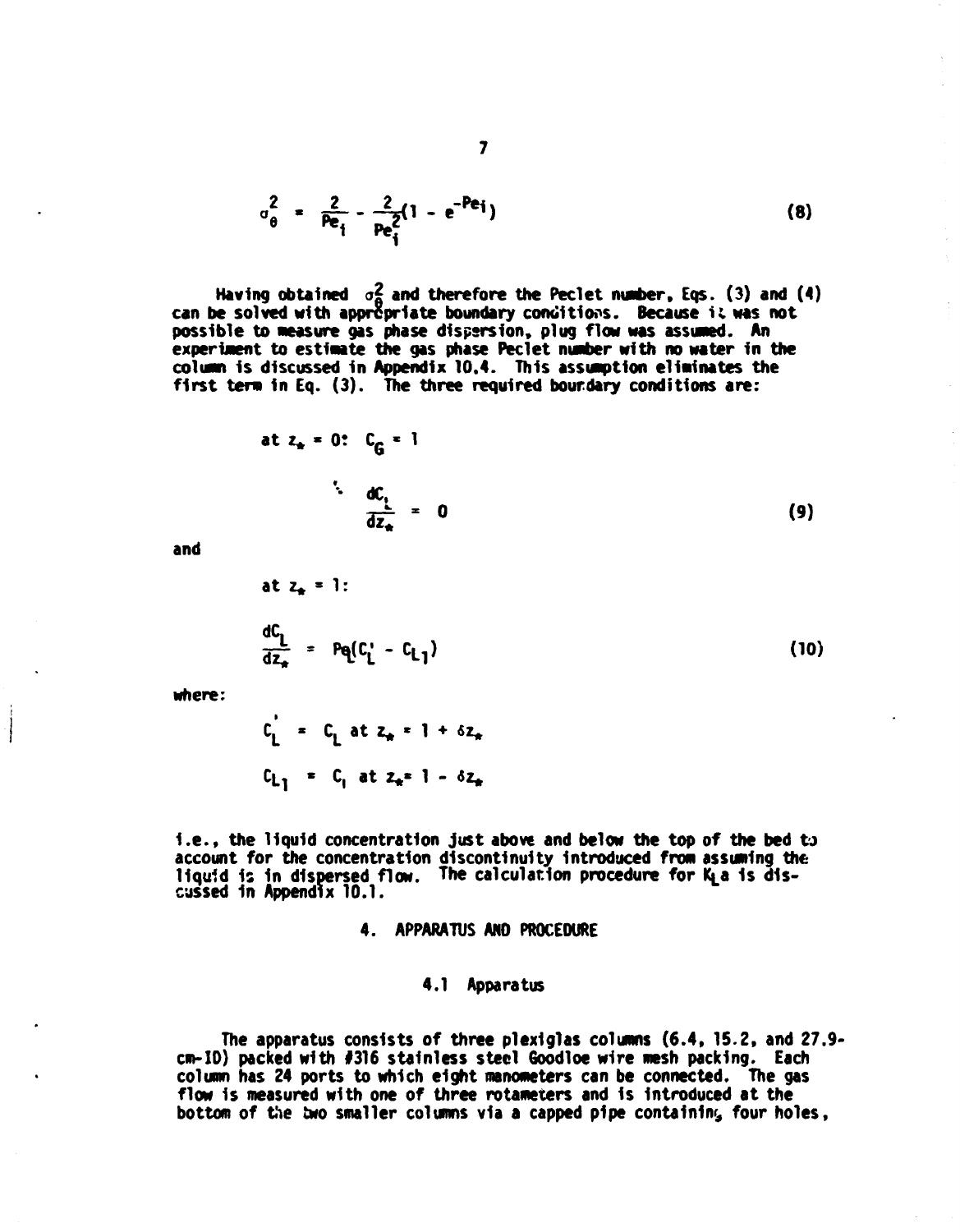$$\sigma_\theta^2 = \frac{2}{Pe_i} - \frac{2}{Pe_i^2}(1 - e^{-Pe_i}) \tag{8}$$

Having obtained $\sigma_\theta^2$ and therefore the Peclet number, Eqs. (3) and (4) can be solved with appropriate boundary conditions. Because it was not possible to measure gas phase dispersion, plug flow was assumed. An experiment to estimate the gas phase Peclet number with no water in the column is discussed in Appendix 10.4. This assumption eliminates the first term in Eq. (3). The three required boundary conditions are:

$$\text{at } z_* = 0: \quad C_G = 1$$

$$\frac{dC_L}{dz_*} = 0 \tag{9}$$

and

$$\text{at } z_* = 1:$$

$$\frac{dC_L}{dz_*} = Pe_L(C_L' - C_{L1}) \tag{10}$$

where:

$$C_L' = C_L \text{ at } z_* = 1 + \delta z_*$$

$$C_{L1} = C_L \text{ at } z_* = 1 - \delta z_*$$

i.e., the liquid concentration just above and below the top of the bed to account for the concentration discontinuity introduced from assuming the liquid is in dispersed flow. The calculation procedure for $K_La$ is discussed in Appendix 10.1.

## 4. APPARATUS AND PROCEDURE

### 4.1 Apparatus

The apparatus consists of three plexiglas columns (6.4, 15.2, and 27.9-cm-ID) packed with #316 stainless steel Goodloe wire mesh packing. Each column has 24 ports to which eight manometers can be connected. The gas flow is measured with one of three rotameters and is introduced at the bottom of the two smaller columns via a capped pipe containing four holes,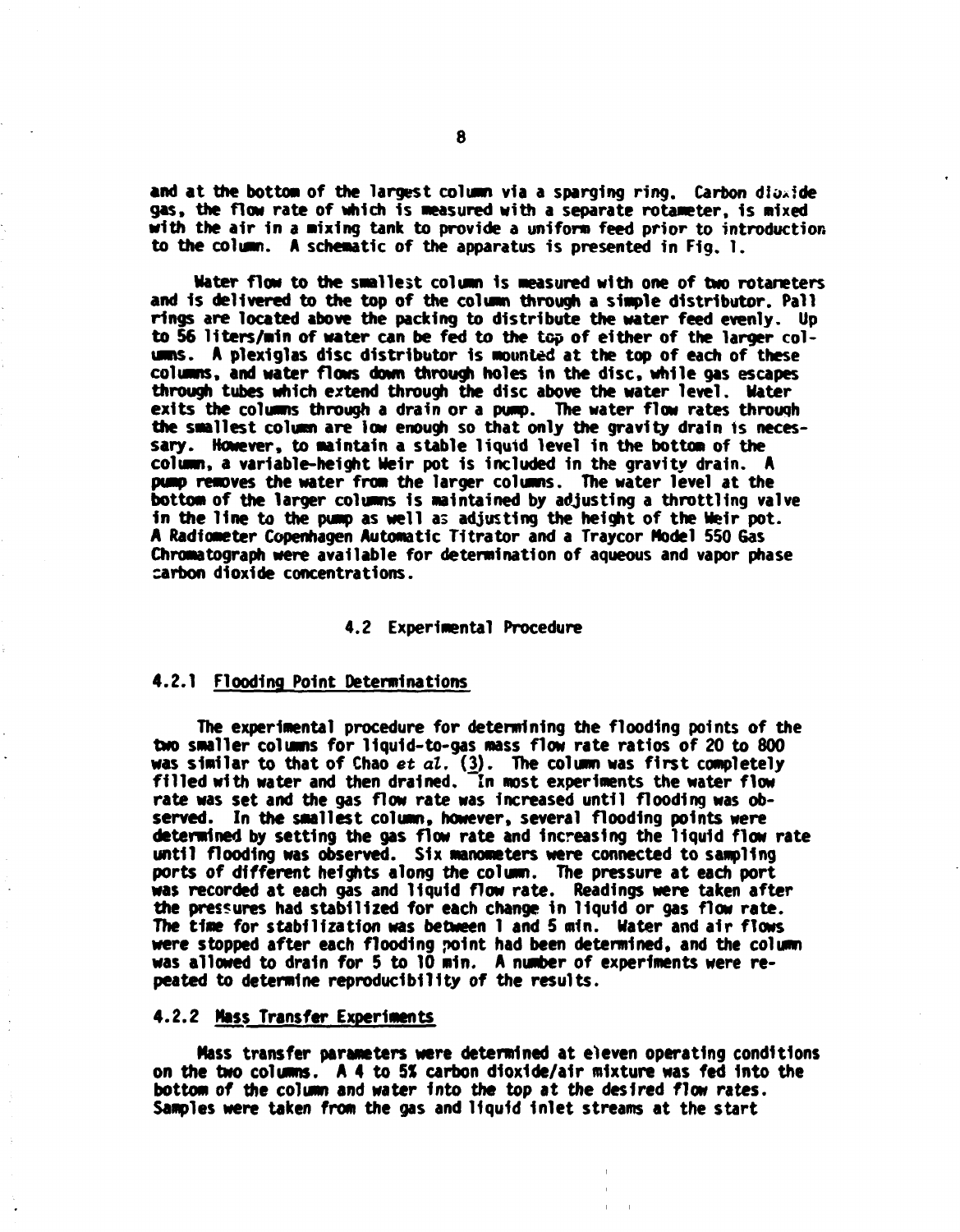and at the bottom of the largest column via a sparging ring. Carbon dioxide gas, the flow rate of which is measured with a separate rotameter, is mixed with the air in a mixing tank to provide a uniform feed prior to introduction to the column. A schematic of the apparatus is presented in Fig. 1.

Water flow to the smallest column is measured with one of two rotameters and is delivered to the top of the column through a simple distributor. Pall rings are located above the packing to distribute the water feed evenly. Up to 56 liters/min of water can be fed to the top of either of the larger columns. A plexiglas disc distributor is mounted at the top of each of these columns, and water flows down through holes in the disc, while gas escapes through tubes which extend through the disc above the water level. Water exits the columns through a drain or a pump. The water flow rates through the smallest column are low enough so that only the gravity drain is necessary. However, to maintain a stable liquid level in the bottom of the column, a variable-height Weir pot is included in the gravity drain. A pump removes the water from the larger columns. The water level at the bottom of the larger columns is maintained by adjusting a throttling valve in the line to the pump as well as adjusting the height of the Weir pot. A Radiometer Copenhagen Automatic Titrator and a Traycor Model 550 Gas Chromatograph were available for determination of aqueous and vapor phase carbon dioxide concentrations.

## 4.2 Experimental Procedure

### 4.2.1 Flooding Point Determinations

The experimental procedure for determining the flooding points of the two smaller columns for liquid-to-gas mass flow rate ratios of 20 to 800 was similar to that of Chao *et al.* (3). The column was first completely filled with water and then drained. In most experiments the water flow rate was set and the gas flow rate was increased until flooding was observed. In the smallest column, however, several flooding points were determined by setting the gas flow rate and increasing the liquid flow rate until flooding was observed. Six manometers were connected to sampling ports of different heights along the column. The pressure at each port was recorded at each gas and liquid flow rate. Readings were taken after the pressures had stabilized for each change in liquid or gas flow rate. The time for stabilization was between 1 and 5 min. Water and air flows were stopped after each flooding point had been determined, and the column was allowed to drain for 5 to 10 min. A number of experiments were repeated to determine reproducibility of the results.

### 4.2.2 Mass Transfer Experiments

Mass transfer parameters were determined at eleven operating conditions on the two columns. A 4 to 5% carbon dioxide/air mixture was fed into the bottom of the column and water into the top at the desired flow rates. Samples were taken from the gas and liquid inlet streams at the start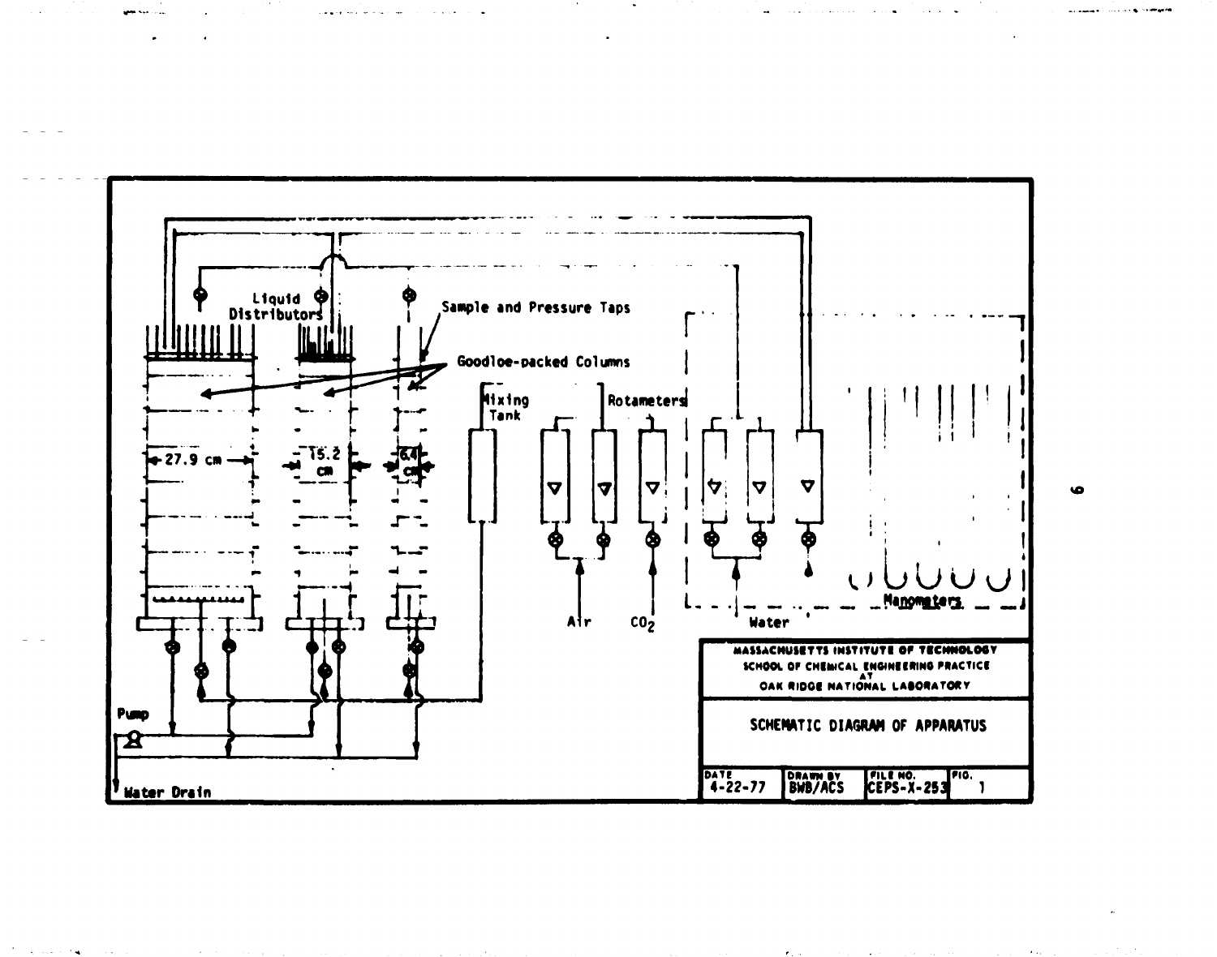Liquid Distributors

Sample and Pressure Taps

Goodloe-packed Columns

27.9 cm

15.2 cm

6.4 cm

Mixing Tank

Rotameters

Air

$CO_2$

Water

Manometers

Pump

Water Drain

MASSACHUSETTS INSTITUTE OF TECHNOLOGY
SCHOOL OF CHEMICAL ENGINEERING PRACTICE
AT
OAK RIDGE NATIONAL LABORATORY

SCHEMATIC DIAGRAM OF APPARATUS

| DATE | DRAWN BY | FILE NO. | FIG. |
| --- | --- | --- | --- |
| 4-22-77 | BWB/ACS | CEPS-X-253 | 1 |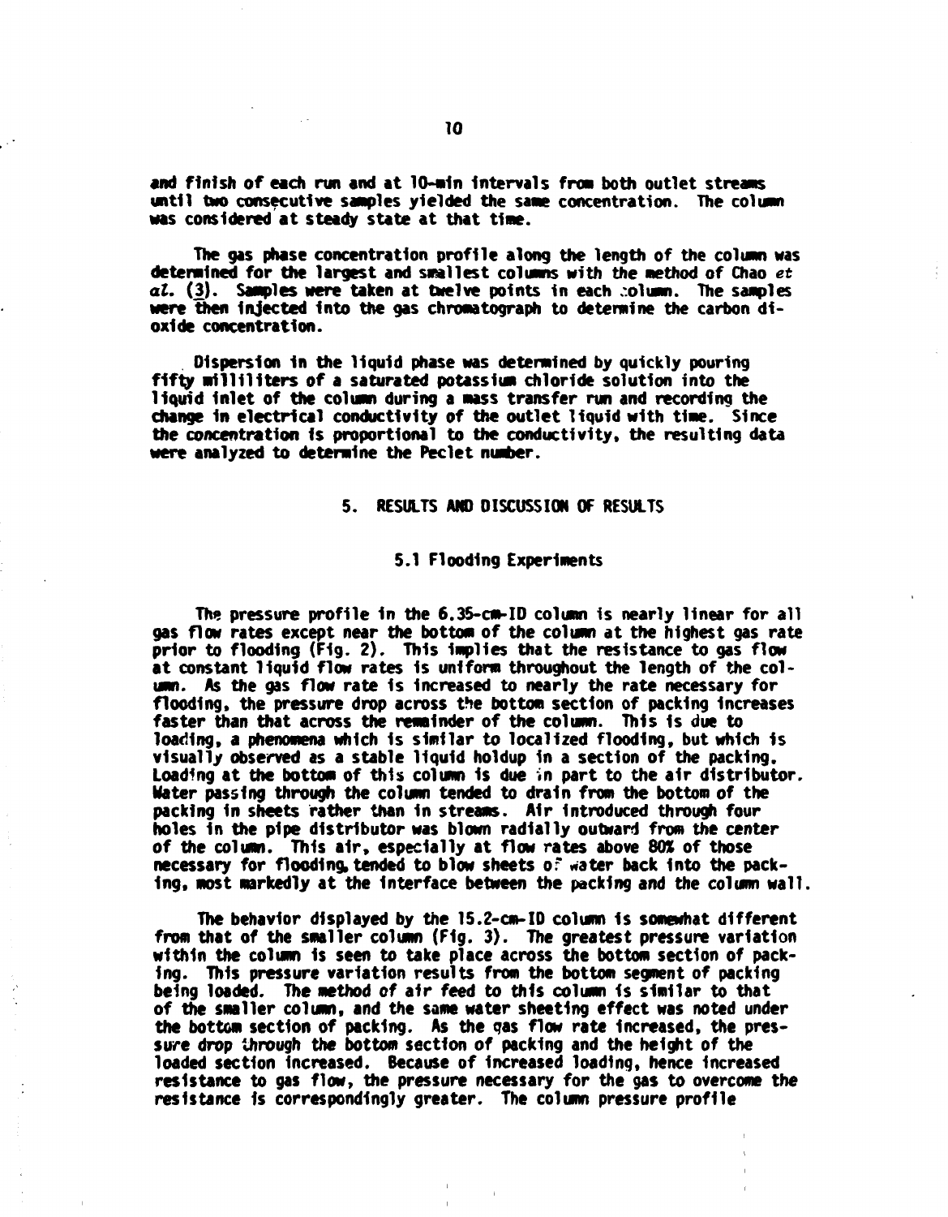and finish of each run and at 10-min intervals from both outlet streams until two consecutive samples yielded the same concentration. The column was considered at steady state at that time.

The gas phase concentration profile along the length of the column was determined for the largest and smallest columns with the method of Chao *et al.* (3). Samples were taken at twelve points in each column. The samples were then injected into the gas chromatograph to determine the carbon dioxide concentration.

Dispersion in the liquid phase was determined by quickly pouring fifty milliliters of a saturated potassium chloride solution into the liquid inlet of the column during a mass transfer run and recording the change in electrical conductivity of the outlet liquid with time. Since the concentration is proportional to the conductivity, the resulting data were analyzed to determine the Peclet number.

## 5. RESULTS AND DISCUSSION OF RESULTS

### 5.1 Flooding Experiments

The pressure profile in the 6.35-cm-ID column is nearly linear for all gas flow rates except near the bottom of the column at the highest gas rate prior to flooding (Fig. 2). This implies that the resistance to gas flow at constant liquid flow rates is uniform throughout the length of the column. As the gas flow rate is increased to nearly the rate necessary for flooding, the pressure drop across the bottom section of packing increases faster than that across the remainder of the column. This is due to loading, a phenomena which is similar to localized flooding, but which is visually observed as a stable liquid holdup in a section of the packing. Loading at the bottom of this column is due in part to the air distributor. Water passing through the column tended to drain from the bottom of the packing in sheets rather than in streams. Air introduced through four holes in the pipe distributor was blown radially outward from the center of the column. This air, especially at flow rates above 80% of those necessary for flooding, tended to blow sheets of water back into the packing, most markedly at the interface between the packing and the column wall.

The behavior displayed by the 15.2-cm-ID column is somewhat different from that of the smaller column (Fig. 3). The greatest pressure variation within the column is seen to take place across the bottom section of packing. This pressure variation results from the bottom segment of packing being loaded. The method of air feed to this column is similar to that of the smaller column, and the same water sheeting effect was noted under the bottom section of packing. As the gas flow rate increased, the pressure drop through the bottom section of packing and the height of the loaded section increased. Because of increased loading, hence increased resistance to gas flow, the pressure necessary for the gas to overcome the resistance is correspondingly greater. The column pressure profile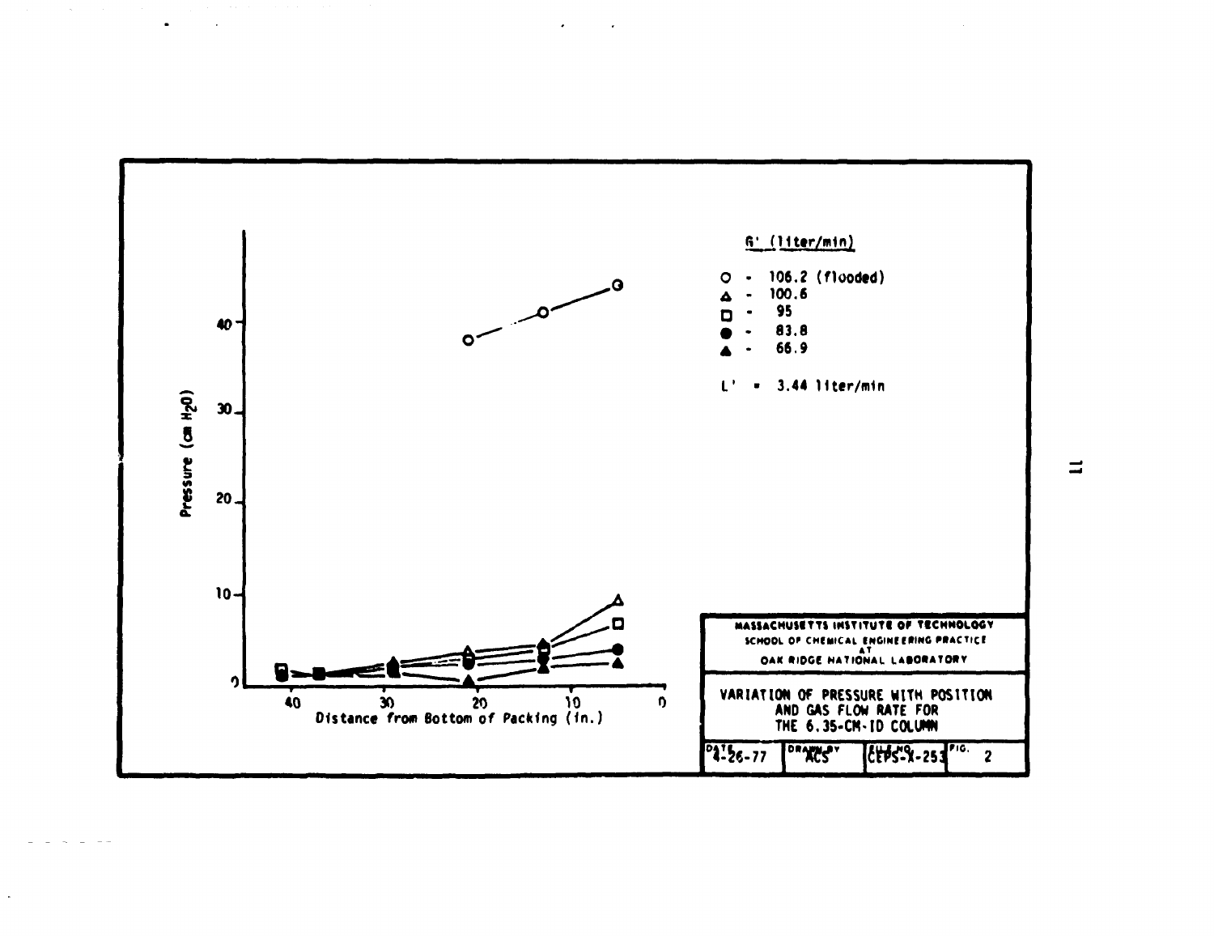$G'$ (liter/min)

- ○ - 106.2 (flooded)
- △ - 100.6
- □ - 95
- ● - 83.8
- ▲ - 66.9

$L'$ = 3.44 liter/min

Pressure (cm $H_2O$)

Distance from Bottom of Packing (in.)

MASSACHUSETTS INSTITUTE OF TECHNOLOGY
SCHOOL OF CHEMICAL ENGINEERING PRACTICE
AT
OAK RIDGE NATIONAL LABORATORY

VARIATION OF PRESSURE WITH POSITION AND GAS FLOW RATE FOR THE 6.35-CM-ID COLUMN

| DATE | DRAWN BY | FILE NO. | FIG. |
| --- | --- | --- | --- |
| 4-26-77 | ACS | CEPS-X-253 | 2 |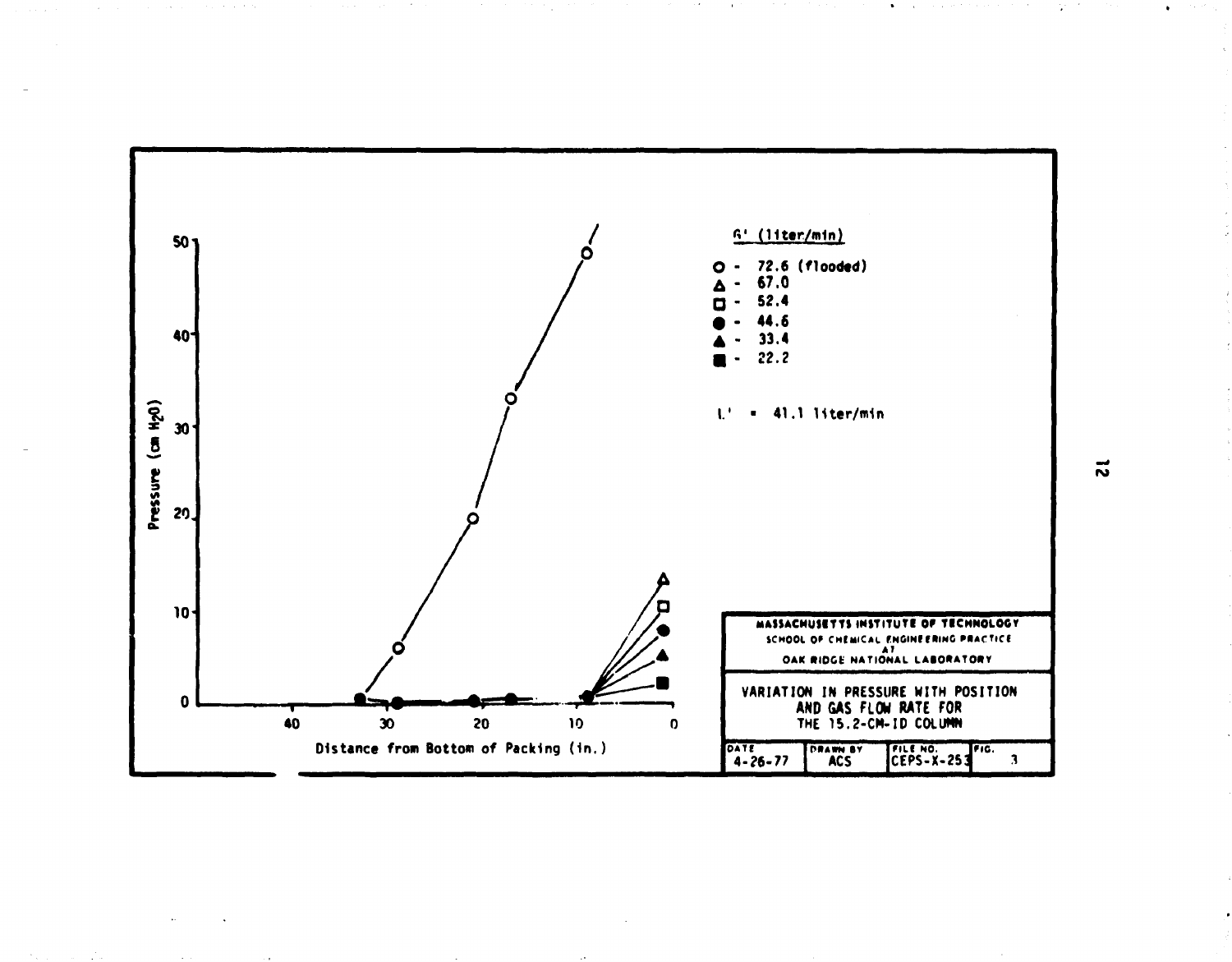$G'$ (liter/min)

- ○ - 72.6 (flooded)
- △ - 67.0
- □ - 52.4
- ● - 44.6
- ▲ - 33.4
- ■ - 22.2

$L'$ = 41.1 liter/min

Pressure (cm $H_2O$)

Distance from Bottom of Packing (in.)

MASSACHUSETTS INSTITUTE OF TECHNOLOGY
SCHOOL OF CHEMICAL ENGINEERING PRACTICE
AT
OAK RIDGE NATIONAL LABORATORY

VARIATION IN PRESSURE WITH POSITION AND GAS FLOW RATE FOR THE 15.2-CM-ID COLUMN

| DATE | DRAWN BY | FILE NO. | FIG. |
|---|---|---|---|
| 4-26-77 | ACS | CEPS-X-253 | 3 |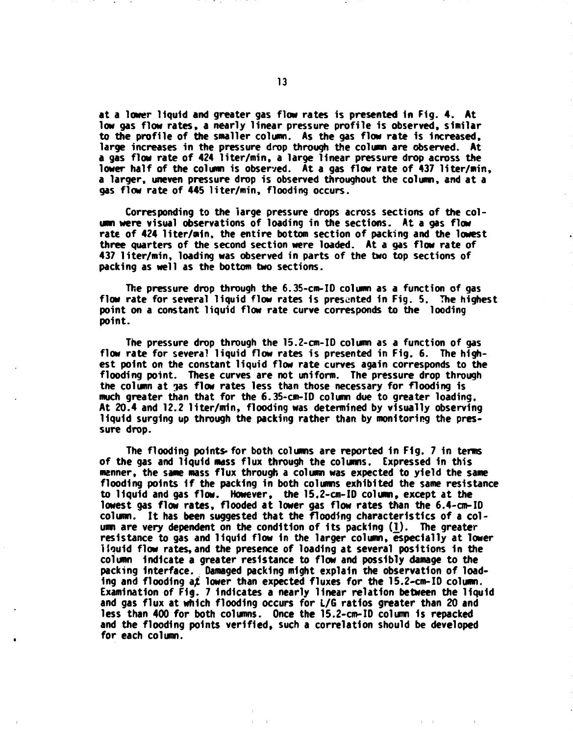at a lower liquid and greater gas flow rates is presented in Fig. 4. At low gas flow rates, a nearly linear pressure profile is observed, similar to the profile of the smaller column. As the gas flow rate is increased, large increases in the pressure drop through the column are observed. At a gas flow rate of 424 liter/min, a large linear pressure drop across the lower half of the column is observed. At a gas flow rate of 437 liter/min, a larger, uneven pressure drop is observed throughout the column, and at a gas flow rate of 445 liter/min, flooding occurs.

Corresponding to the large pressure drops across sections of the column were visual observations of loading in the sections. At a gas flow rate of 424 liter/min, the entire bottom section of packing and the lowest three quarters of the second section were loaded. At a gas flow rate of 437 liter/min, loading was observed in parts of the two top sections of packing as well as the bottom two sections.

The pressure drop through the 6.35-cm-ID column as a function of gas flow rate for several liquid flow rates is presented in Fig. 5. The highest point on a constant liquid flow rate curve corresponds to the looding point.

The pressure drop through the 15.2-cm-ID column as a function of gas flow rate for several liquid flow rates is presented in Fig. 6. The highest point on the constant liquid flow rate curves again corresponds to the flooding point. These curves are not uniform. The pressure drop through the column at gas flow rates less than those necessary for flooding is much greater than that for the 6.35-cm-ID column due to greater loading. At 20.4 and 12.2 liter/min, flooding was determined by visually observing liquid surging up through the packing rather than by monitoring the pressure drop.

The flooding points for both columns are reported in Fig. 7 in terms of the gas and liquid mass flux through the columns. Expressed in this manner, the same mass flux through a column was expected to yield the same flooding points if the packing in both columns exhibited the same resistance to liquid and gas flow. However, the 15.2-cm-ID column, except at the lowest gas flow rates, flooded at lower gas flow rates than the 6.4-cm-ID column. It has been suggested that the flooding characteristics of a column are very dependent on the condition of its packing (1). The greater resistance to gas and liquid flow in the larger column, especially at lower liquid flow rates, and the presence of loading at several positions in the column indicate a greater resistance to flow and possibly damage to the packing interface. Damaged packing might explain the observation of loading and flooding at lower than expected fluxes for the 15.2-cm-ID column. Examination of Fig. 7 indicates a nearly linear relation between the liquid and gas flux at which flooding occurs for L/G ratios greater than 20 and less than 400 for both columns. Once the 15.2-cm-ID column is repacked and the flooding points verified, such a correlation should be developed for each column.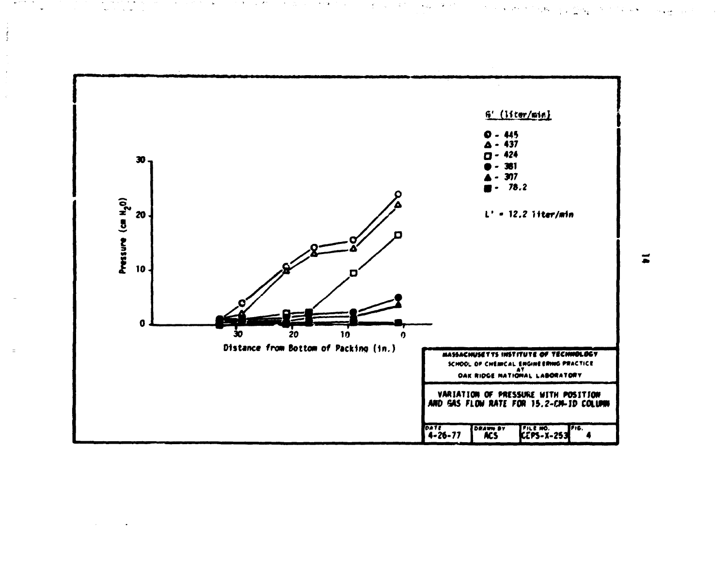$G'$ (liter/min)

- ○ - 445
- △ - 437
- □ - 424
- ● - 381
- ▲ - 307
- ■ - 78.2

$L'$ = 12.2 liter/min

Pressure (cm $H_2O$)

Distance from Bottom of Packing (in.)

MASSACHUSETTS INSTITUTE OF TECHNOLOGY
SCHOOL OF CHEMICAL ENGINEERING PRACTICE
AT
OAK RIDGE NATIONAL LABORATORY

VARIATION OF PRESSURE WITH POSITION AND GAS FLOW RATE FOR 15.2-CM-ID COLUMN

| DATE | DRAWN BY | FILE NO. | FIG. |
|---|---|---|---|
| 4-26-77 | ACS | CEPS-X-253 | 4 |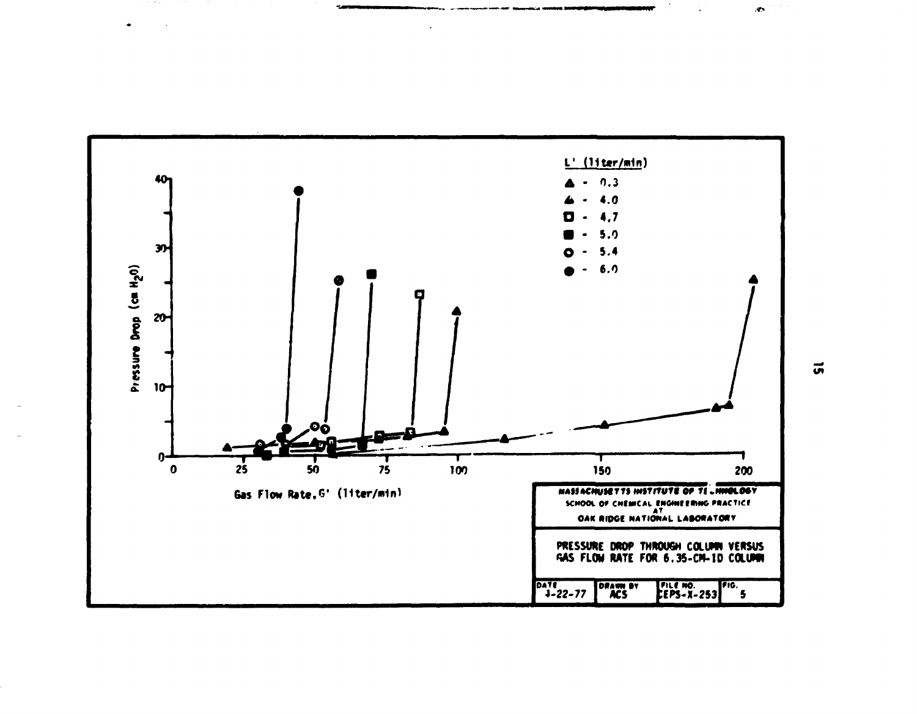Pressure Drop ($cm\ H_2O$)

Gas Flow Rate, G' (liter/min)

L' (liter/min)

- ▲ - 0.3
- ▲ - 4.0
- ☐ - 4.7
- ■ - 5.0
- ○ - 5.4
- ● - 6.0

MASSACHUSETTS INSTITUTE OF TECHNOLOGY
SCHOOL OF CHEMICAL ENGINEERING PRACTICE
AT
OAK RIDGE NATIONAL LABORATORY

PRESSURE DROP THROUGH COLUMN VERSUS GAS FLOW RATE FOR 6.35-CM-ID COLUMN

| DATE | DRAWN BY | FILE NO. | FIG. |
|---|---|---|---|
| 4-22-77 | ACS | CEPS-X-253 | 5 |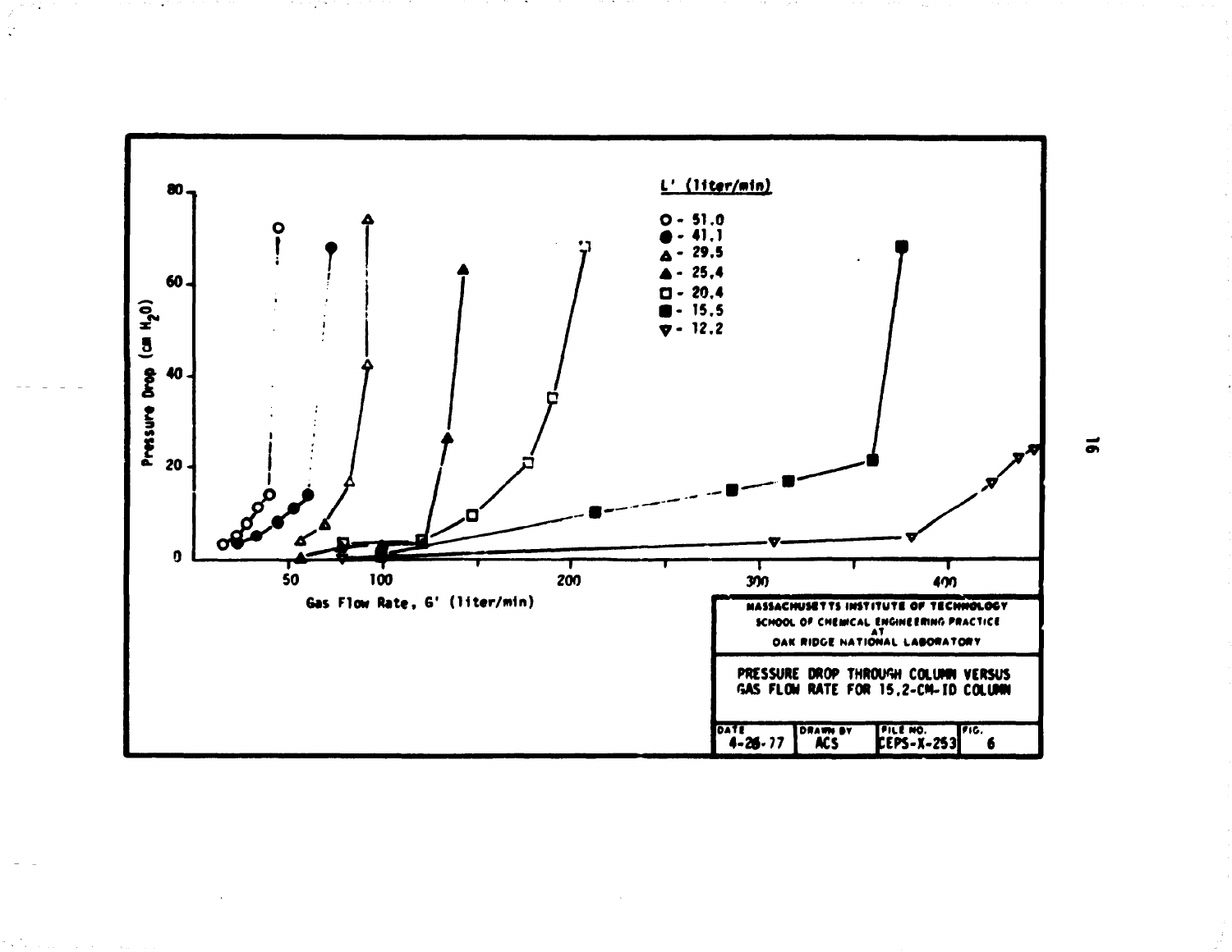L' (liter/min)

- ○ - 51.0
- ● - 41.1
- △ - 29.5
- ▲ - 25.4
- □ - 20.4
- ■ - 15.5
- ▽ - 12.2

Pressure Drop (cm $H_2O$)

Gas Flow Rate, G' (liter/min)

MASSACHUSETTS INSTITUTE OF TECHNOLOGY
SCHOOL OF CHEMICAL ENGINEERING PRACTICE
AT
OAK RIDGE NATIONAL LABORATORY

PRESSURE DROP THROUGH COLUMN VERSUS GAS FLOW RATE FOR 15.2-CM-ID COLUMN

| DATE | DRAWN BY | FILE NO. | FIG. |
|---|---|---|---|
| 4-28-77 | ACS | CEPS-X-253 | 6 |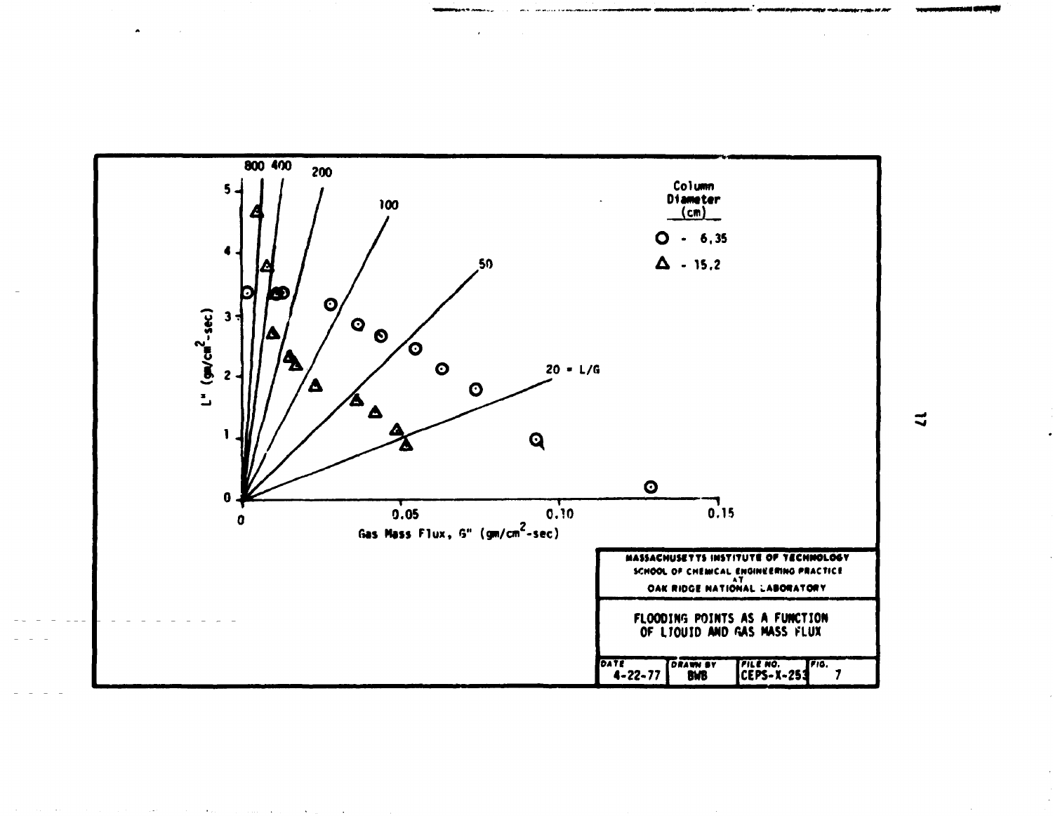800 400 200 100 50 20 = L/G

$L''$ ($gm/cm^2$-sec)

Gas Mass Flux, $G''$ ($gm/cm^2$-sec)

0 0.05 0.10 0.15

0 1 2 3 4 5

Column Diameter (cm)

O - 6.35

Δ - 15.2

MASSACHUSETTS INSTITUTE OF TECHNOLOGY
SCHOOL OF CHEMICAL ENGINEERING PRACTICE
AT
OAK RIDGE NATIONAL LABORATORY

FLOODING POINTS AS A FUNCTION OF LIQUID AND GAS MASS FLUX

| DATE | DRAWN BY | FILE NO. | FIG. |
| --- | --- | --- | --- |
| 4-22-77 | BWB | CEPS-X-253 | 7 |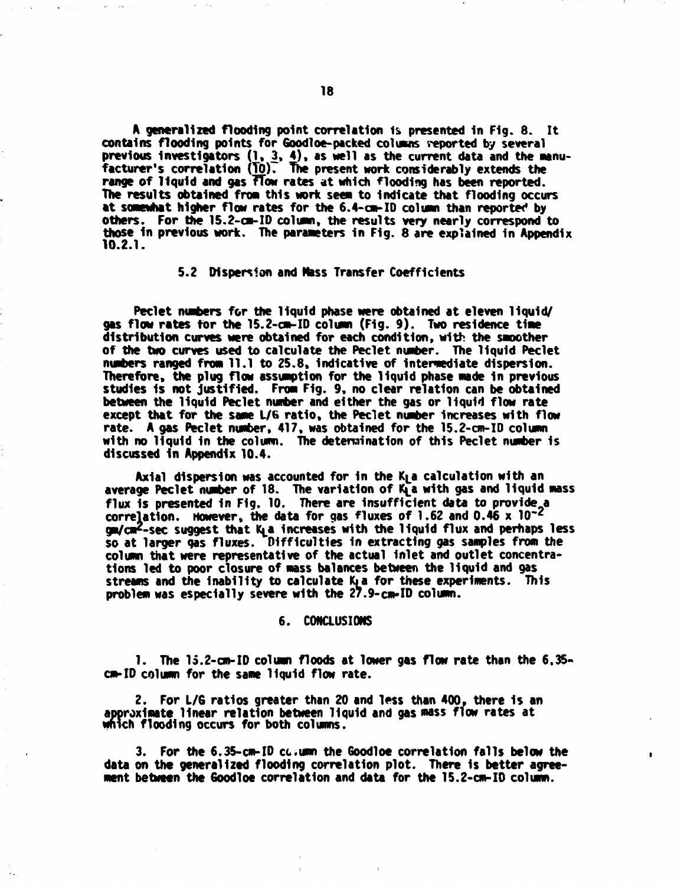A generalized flooding point correlation is presented in Fig. 8. It contains flooding points for Goodloe-packed columns reported by several previous investigators (1, 3, 4), as well as the current data and the manufacturer's correlation (10). The present work considerably extends the range of liquid and gas flow rates at which flooding has been reported. The results obtained from this work seem to indicate that flooding occurs at somewhat higher flow rates for the 6.4-cm-ID column than reported by others. For the 15.2-cm-ID column, the results very nearly correspond to those in previous work. The parameters in Fig. 8 are explained in Appendix 10.2.1.

### 5.2 Dispersion and Mass Transfer Coefficients

Peclet numbers for the liquid phase were obtained at eleven liquid/gas flow rates for the 15.2-cm-ID column (Fig. 9). Two residence time distribution curves were obtained for each condition, with the smoother of the two curves used to calculate the Peclet number. The liquid Peclet numbers ranged from 11.1 to 25.8, indicative of intermediate dispersion. Therefore, the plug flow assumption for the liquid phase made in previous studies is not justified. From Fig. 9, no clear relation can be obtained between the liquid Peclet number and either the gas or liquid flow rate except that for the same L/G ratio, the Peclet number increases with flow rate. A gas Peclet number, 417, was obtained for the 15.2-cm-ID column with no liquid in the column. The determination of this Peclet number is discussed in Appendix 10.4.

Axial dispersion was accounted for in the $K_La$ calculation with an average Peclet number of 18. The variation of $K_La$ with gas and liquid mass flux is presented in Fig. 10. There are insufficient data to provide a correlation. However, the data for gas fluxes of 1.62 and $0.46 \times 10^{-2}$ gm/cm$^2$-sec suggest that $K_La$ increases with the liquid flux and perhaps less so at larger gas fluxes. Difficulties in extracting gas samples from the column that were representative of the actual inlet and outlet concentrations led to poor closure of mass balances between the liquid and gas streams and the inability to calculate $K_La$ for these experiments. This problem was especially severe with the 27.9-cm-ID column.

## 6. CONCLUSIONS

1. The 15.2-cm-ID column floods at lower gas flow rate than the 6.35-cm-ID column for the same liquid flow rate.

2. For L/G ratios greater than 20 and less than 400, there is an approximate linear relation between liquid and gas mass flow rates at which flooding occurs for both columns.

3. For the 6.35-cm-ID column the Goodloe correlation falls below the data on the generalized flooding correlation plot. There is better agreement between the Goodloe correlation and data for the 15.2-cm-ID column.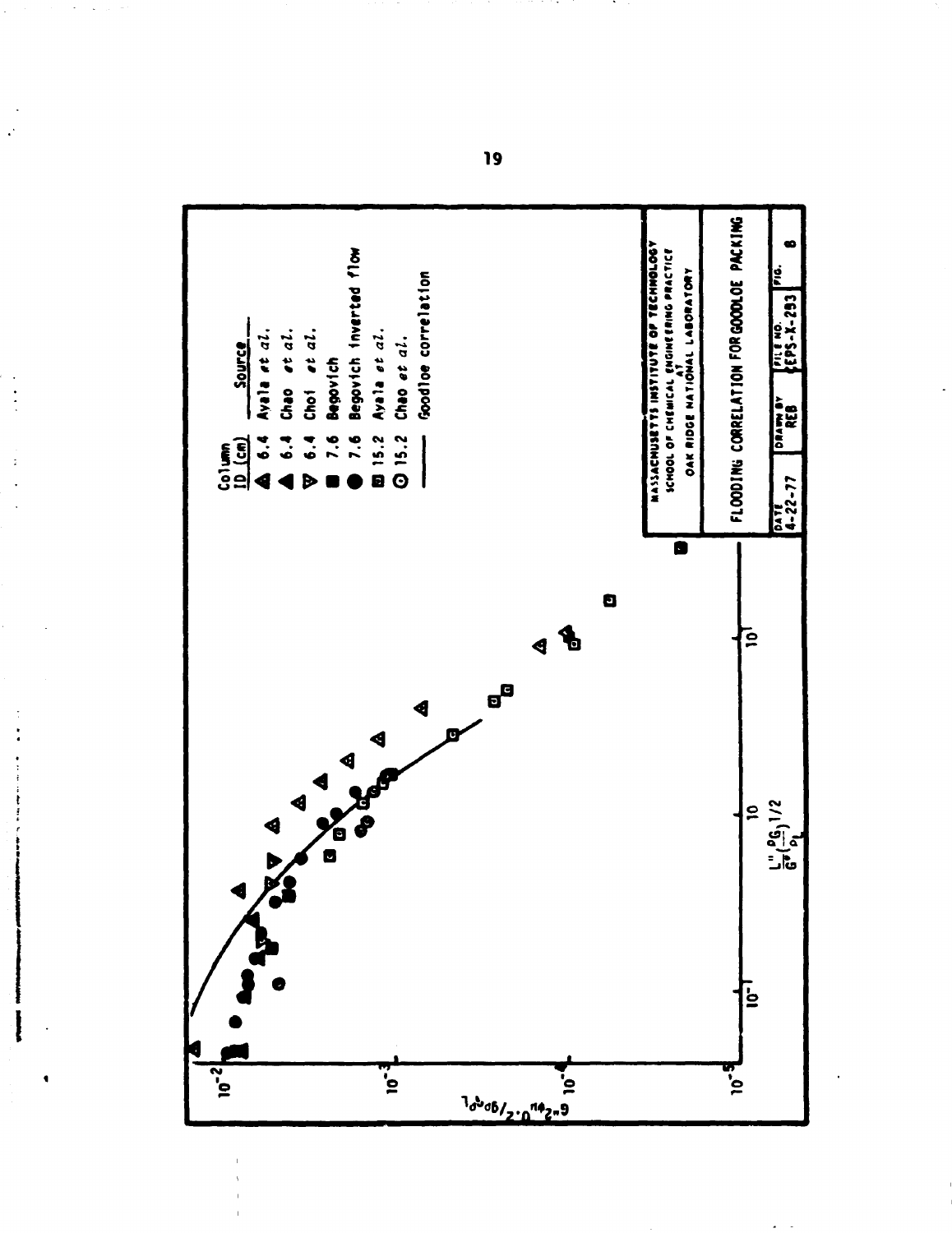| Column ID (cm) | Source |
| --- | --- |
| 6.4 | Ayala *et al.* |
| 6.4 | Chao *et al.* |
| 6.4 | Choi *et al.* |
| 7.6 | Begovich |
| 7.6 | Begovich inverted flow |
| 15.2 | Ayala *et al.* |
| 15.2 | Chao *et al.* |
| | Goodloe correlation |

MASSACHUSETTS INSTITUTE OF TECHNOLOGY
SCHOOL OF CHEMICAL ENGINEERING PRACTICE
AT
OAK RIDGE NATIONAL LABORATORY

FLOODING CORRELATION FOR GOODLOE PACKING

| DATE | DRAWN BY | FILE NO. | FIG. |
| --- | --- | --- | --- |
| 4-22-77 | REB | CEPS-X-293 | 8 |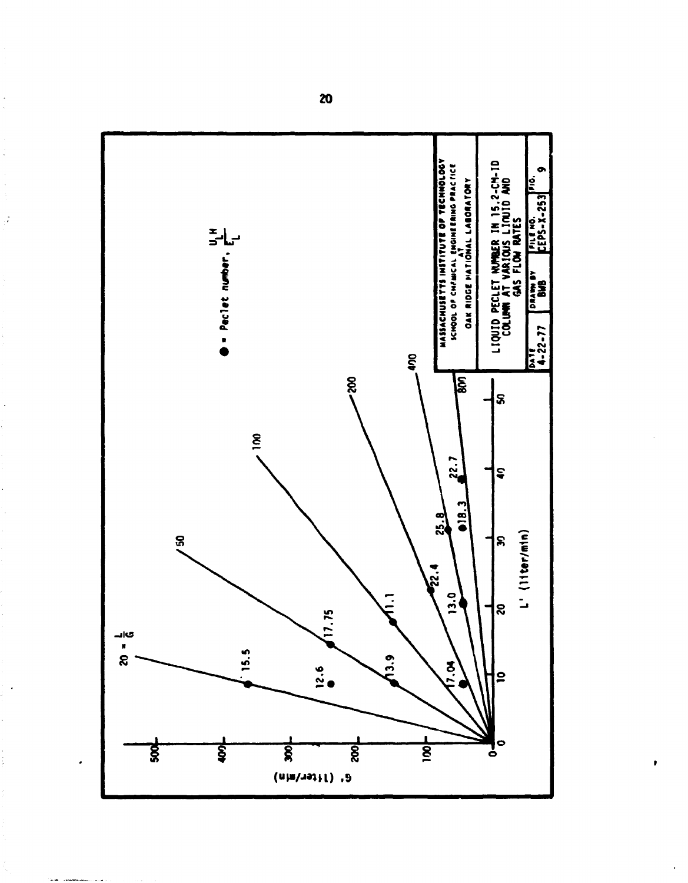● = Peclet number, $\frac{U_L H}{E_L}$

$20 = \frac{L}{G}$

G' (liter/min)

L' (liter/min)

MASSACHUSETTS INSTITUTE OF TECHNOLOGY
SCHOOL OF CHEMICAL ENGINEERING PRACTICE
AT
OAK RIDGE NATIONAL LABORATORY

LIQUID PECLET NUMBER IN 15.2-CM-ID COLUMN AT VARIOUS LIQUID AND GAS FLOW RATES

| DATE | DRAWN BY | FILE NO. | FIG. |
|---|---|---|---|
| 4-22-77 | BWB | CEPS-X-253 | 9 |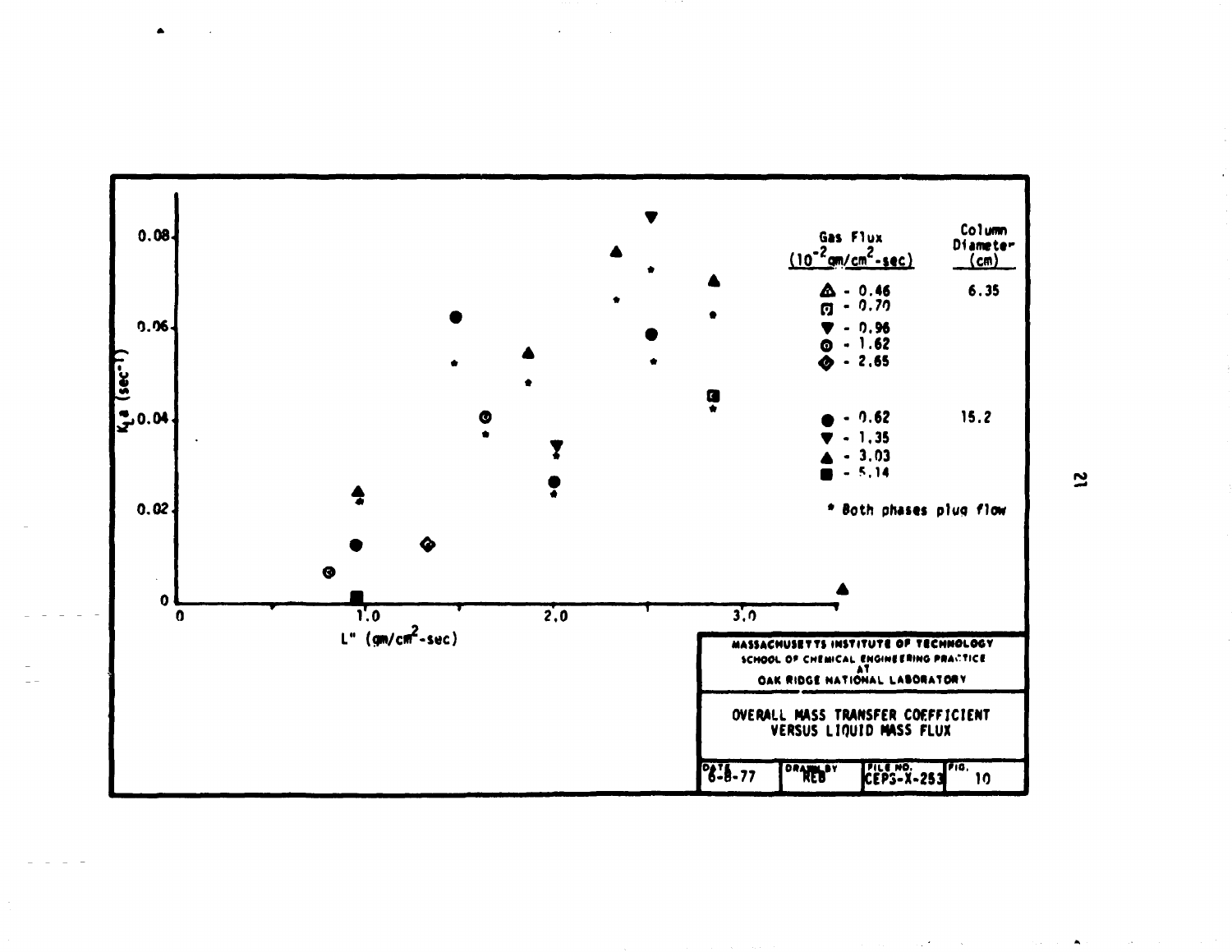Gas Flux ($10^{-2}$ gm/cm$^2$-sec) | Column Diameter (cm)

| Symbol | Gas Flux ($10^{-2}$ gm/cm$^2$-sec) | Column Diameter (cm) |
|---|---|---|
| △ | 0.46 | 6.35 |
| ◻ | 0.70 | |
| ▼ | 0.96 | |
| ⊙ | 1.62 | |
| ◇ | 2.65 | |
| ● | 0.62 | 15.2 |
| ▼ | 1.35 | |
| ▲ | 3.03 | |
| ■ | 5.14 | |

* Both phases plug flow

$K_L a$ (sec$^{-1}$)

L" (gm/cm$^2$-sec)

MASSACHUSETTS INSTITUTE OF TECHNOLOGY
SCHOOL OF CHEMICAL ENGINEERING PRACTICE
AT
OAK RIDGE NATIONAL LABORATORY

OVERALL MASS TRANSFER COEFFICIENT VERSUS LIQUID MASS FLUX

| DATE | DRAWN BY | FILE NO. | FIG. |
|---|---|---|---|
| 6-8-77 | REB | CEPS-X-253 | 10 |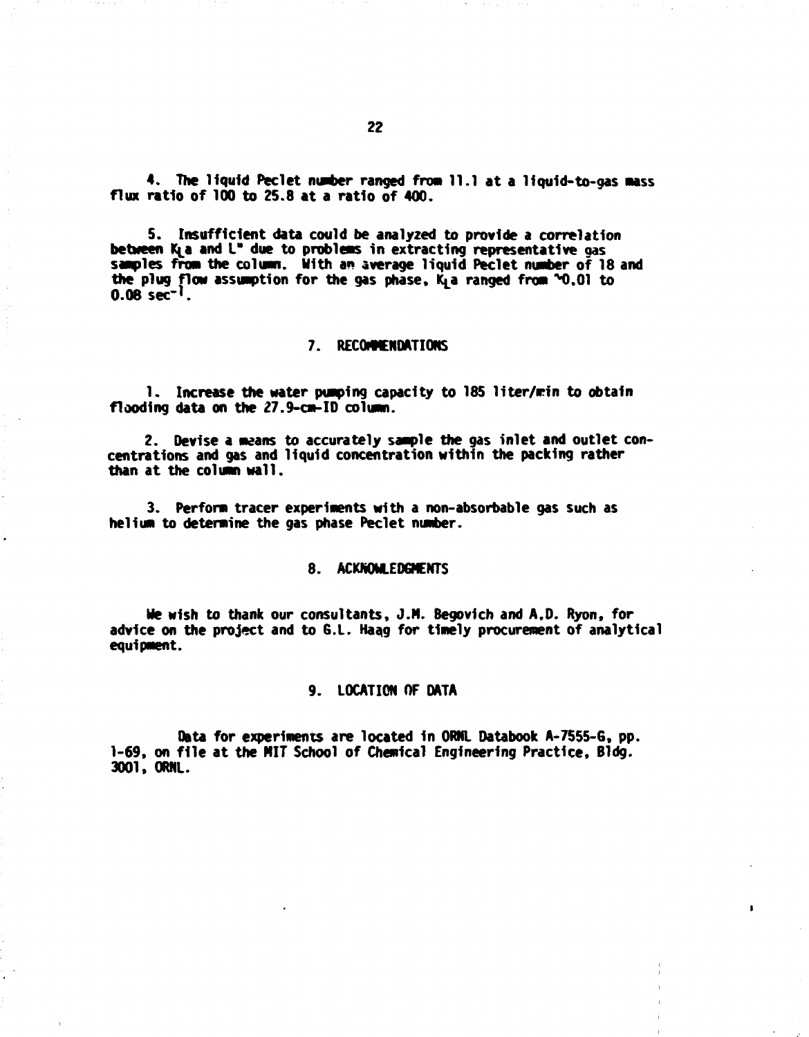4. The liquid Peclet number ranged from 11.1 at a liquid-to-gas mass flux ratio of 100 to 25.8 at a ratio of 400.

5. Insufficient data could be analyzed to provide a correlation between $K_La$ and $L^*$ due to problems in extracting representative gas samples from the column. With an average liquid Peclet number of 18 and the plug flow assumption for the gas phase, $K_La$ ranged from ~0.01 to 0.08 $sec^{-1}$.

## 7. RECOMMENDATIONS

1. Increase the water pumping capacity to 185 liter/min to obtain flooding data on the 27.9-cm-ID column.

2. Devise a means to accurately sample the gas inlet and outlet concentrations and gas and liquid concentration within the packing rather than at the column wall.

3. Perform tracer experiments with a non-absorbable gas such as helium to determine the gas phase Peclet number.

## 8. ACKNOWLEDGMENTS

We wish to thank our consultants, J.M. Begovich and A.D. Ryon, for advice on the project and to G.L. Haag for timely procurement of analytical equipment.

## 9. LOCATION OF DATA

Data for experiments are located in ORNL Databook A-7555-G, pp. 1-69, on file at the MIT School of Chemical Engineering Practice, Bldg. 3001, ORNL.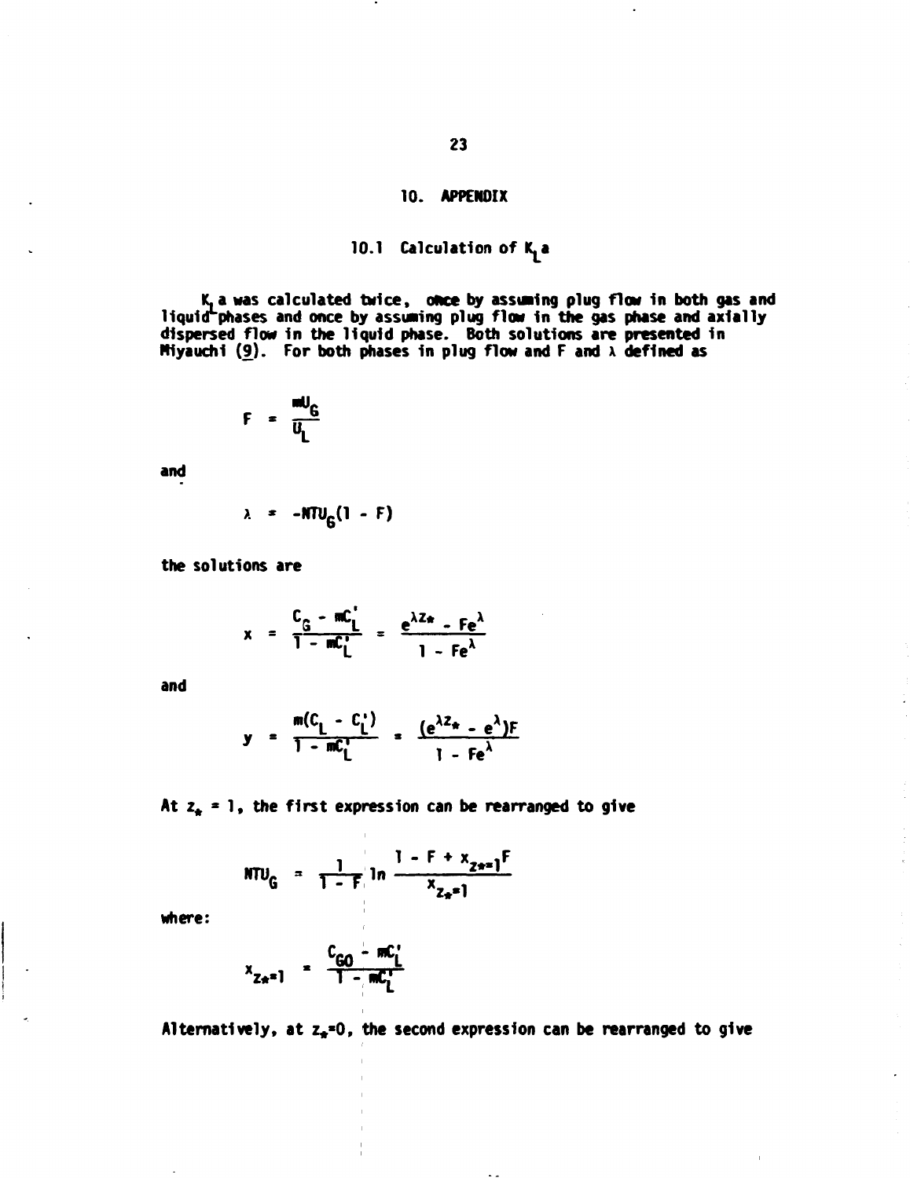# 10. APPENDIX

## 10.1 Calculation of $K_L a$

$K_L a$ was calculated twice, once by assuming plug flow in both gas and liquid phases and once by assuming plug flow in the gas phase and axially dispersed flow in the liquid phase. Both solutions are presented in Miyauchi (9). For both phases in plug flow and F and $\lambda$ defined as

$$F = \frac{mU_G}{U_L}$$

and

$$\lambda = -NTU_G(1 - F)$$

the solutions are

$$x = \frac{C_G - mC_L'}{1 - mC_L'} = \frac{e^{\lambda z_*} - Fe^{\lambda}}{1 - Fe^{\lambda}}$$

and

$$y = \frac{m(C_L - C_L')}{1 - mC_L'} = \frac{(e^{\lambda z_*} - e^{\lambda})F}{1 - Fe^{\lambda}}$$

At $z_* = 1$, the first expression can be rearranged to give

$$NTU_G = \frac{1}{1 - F} \ln \frac{1 - F + x_{z_*=1}F}{x_{z_*=1}}$$

where:

$$x_{z_*=1} = \frac{C_{G0} - mC_L'}{1 - mC_L'}$$

Alternatively, at $z_*=0$, the second expression can be rearranged to give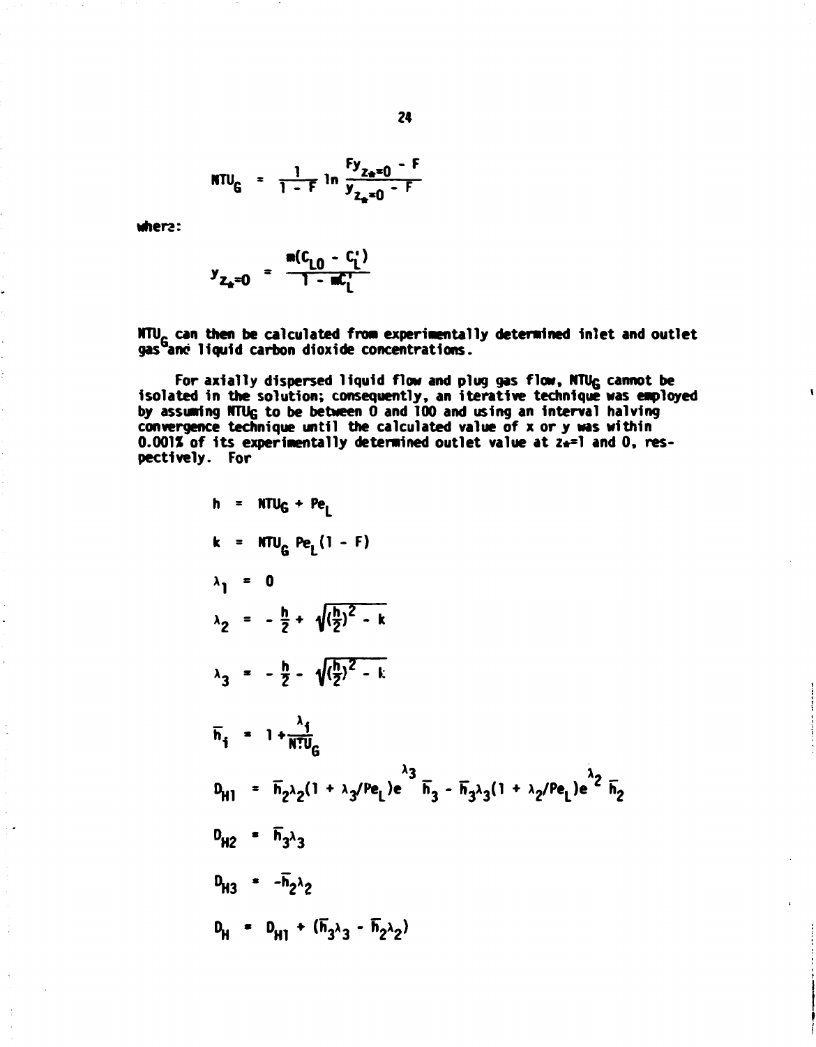$$NTU_G = \frac{1}{1 - F} \ln \frac{Fy_{z_*=0} - F}{y_{z_*=0} - F}$$

where:

$$y_{z_*=0} = \frac{m(C_{L0} - C_L')}{1 - mC_L'}$$

$NTU_G$ can then be calculated from experimentally determined inlet and outlet gas and liquid carbon dioxide concentrations.

For axially dispersed liquid flow and plug gas flow, $NTU_G$ cannot be isolated in the solution; consequently, an iterative technique was employed by assuming $NTU_G$ to be between 0 and 100 and using an interval halving convergence technique until the calculated value of x or y was within 0.001% of its experimentally determined outlet value at $z_*=1$ and 0, respectively. For

$$h = NTU_G + Pe_L$$

$$k = NTU_G \, Pe_L (1 - F)$$

$$\lambda_1 = 0$$

$$\lambda_2 = -\frac{h}{2} + \sqrt{\left(\frac{h}{2}\right)^2 - k}$$

$$\lambda_3 = -\frac{h}{2} - \sqrt{\left(\frac{h}{2}\right)^2 - k}$$

$$\bar{h}_i = 1 + \frac{\lambda_i}{NTU_G}$$

$$D_{H1} = \bar{h}_2\lambda_2(1 + \lambda_3/Pe_L)e^{\lambda_3}\,\bar{h}_3 - \bar{h}_3\lambda_3(1 + \lambda_2/Pe_L)e^{\lambda_2}\,\bar{h}_2$$

$$D_{H2} = \bar{h}_3\lambda_3$$

$$D_{H3} = -\bar{h}_2\lambda_2$$

$$D_H = D_{H1} + (\bar{h}_3\lambda_3 - \bar{h}_2\lambda_2)$$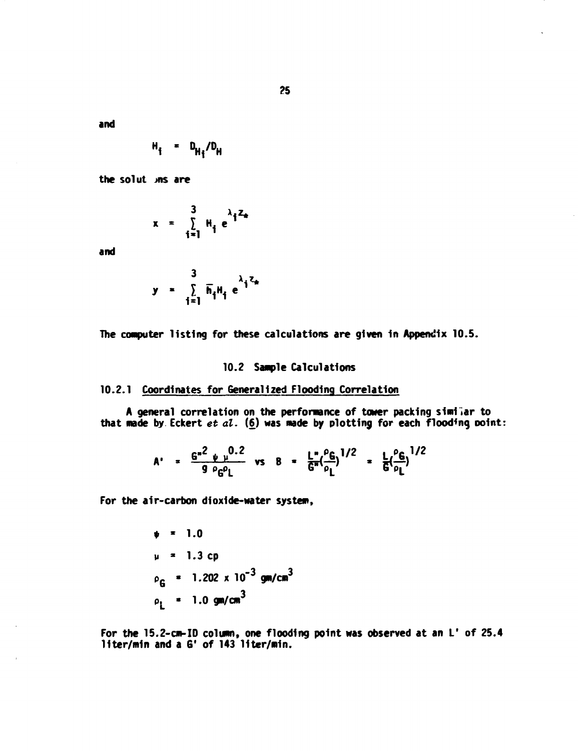and

$$H_i = D_{H_i}/D_H$$

the solutions are

$$x = \sum_{i=1}^{3} H_i e^{\lambda_i z_*}$$

and

$$y = \sum_{i=1}^{3} \bar{h}_i H_i e^{\lambda_i z_*}$$

The computer listing for these calculations are given in Appendix 10.5.

## 10.2 Sample Calculations

### 10.2.1 Coordinates for Generalized Flooding Correlation

A general correlation on the performance of tower packing similar to that made by Eckert *et al.* (6) was made by plotting for each flooding point:

$$A' = \frac{G''^2 \psi \mu^{0.2}}{g \rho_G \rho_L} \quad \text{vs} \quad B = \frac{L''}{G''}\left(\frac{\rho_G}{\rho_L}\right)^{1/2} = \frac{L}{G}\left(\frac{\rho_G}{\rho_L}\right)^{1/2}$$

For the air-carbon dioxide-water system,

$$\psi = 1.0$$

$$\mu = 1.3 \text{ cp}$$

$$\rho_G = 1.202 \times 10^{-3} \text{ gm/cm}^3$$

$$\rho_L = 1.0 \text{ gm/cm}^3$$

For the 15.2-cm-ID column, one flooding point was observed at an L' of 25.4 liter/min and a G' of 143 liter/min.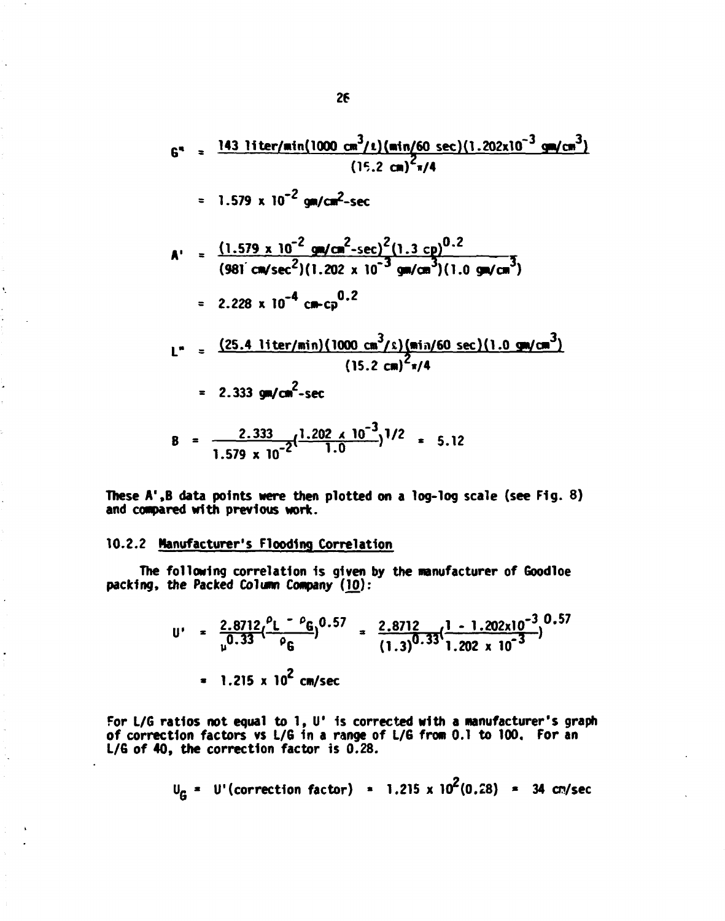$$G'' = \frac{143 \text{ liter/min}(1000 \text{ cm}^3/\ell)(\text{min}/60 \text{ sec})(1.202\times10^{-3} \text{ gm/cm}^3)}{(15.2 \text{ cm})^2\pi/4}$$

$$= 1.579 \times 10^{-2} \text{ gm/cm}^2\text{-sec}$$

$$A' = \frac{(1.579 \times 10^{-2} \text{ gm/cm}^2\text{-sec})^2(1.3 \text{ cp})^{0.2}}{(981 \text{ cm/sec}^2)(1.202 \times 10^{-3} \text{ gm/cm}^3)(1.0 \text{ gm/cm}^3)}$$

$$= 2.228 \times 10^{-4} \text{ cm-cp}^{0.2}$$

$$L'' = \frac{(25.4 \text{ liter/min})(1000 \text{ cm}^3/\ell)(\text{min}/60 \text{ sec})(1.0 \text{ gm/cm}^3)}{(15.2 \text{ cm})^2\pi/4}$$

$$= 2.333 \text{ gm/cm}^2\text{-sec}$$

$$B = \frac{2.333}{1.579 \times 10^{-2}}\left(\frac{1.202 \times 10^{-3}}{1.0}\right)^{1/2} = 5.12$$

These A',B data points were then plotted on a log-log scale (see Fig. 8) and compared with previous work.

### 10.2.2 Manufacturer's Flooding Correlation

The following correlation is given by the manufacturer of Goodloe packing, the Packed Column Company (10):

$$U' = \frac{2.8712}{\mu^{0.33}}\left(\frac{\rho_L - \rho_G}{\rho_G}\right)^{0.57} = \frac{2.8712}{(1.3)^{0.33}}\left(\frac{1 - 1.202\times10^{-3}}{1.202 \times 10^{-3}}\right)^{0.57}$$

$$= 1.215 \times 10^2 \text{ cm/sec}$$

For L/G ratios not equal to 1, U' is corrected with a manufacturer's graph of correction factors vs L/G in a range of L/G from 0.1 to 100. For an L/G of 40, the correction factor is 0.28.

$$U_G = U'(\text{correction factor}) = 1.215 \times 10^2(0.28) = 34 \text{ cm/sec}$$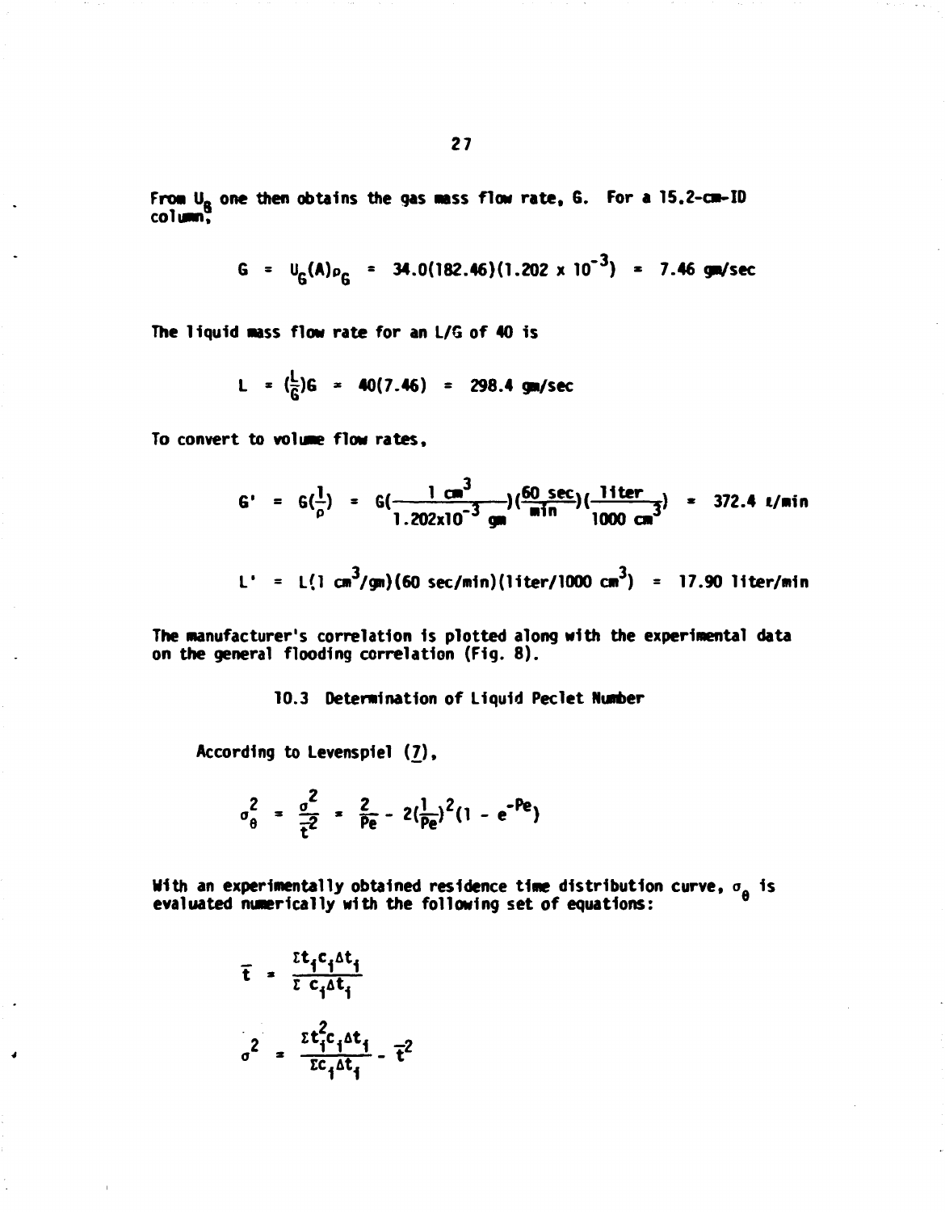From $U_G$ one then obtains the gas mass flow rate, G. For a 15.2-cm-ID column,

$$G = U_G(A)\rho_G = 34.0(182.46)(1.202 \times 10^{-3}) = 7.46 \text{ gm/sec}$$

The liquid mass flow rate for an L/G of 40 is

$$L = (\frac{L}{G})G = 40(7.46) = 298.4 \text{ gm/sec}$$

To convert to volume flow rates,

$$G' = G(\frac{1}{\rho}) = G(\frac{1 \text{ cm}^3}{1.202\text{x}10^{-3} \text{ gm}})(\frac{60 \text{ sec}}{\text{min}})(\frac{\text{liter}}{1000 \text{ cm}^3}) = 372.4 \text{ l/min}$$

$$L' = L(1 \text{ cm}^3/\text{gm})(60 \text{ sec/min})(\text{liter}/1000 \text{ cm}^3) = 17.90 \text{ liter/min}$$

The manufacturer's correlation is plotted along with the experimental data on the general flooding correlation (Fig. 8).

### 10.3 Determination of Liquid Peclet Number

According to Levenspiel (7),

$$\sigma_\theta^2 = \frac{\sigma^2}{\bar{t}^2} = \frac{2}{Pe} - 2(\frac{1}{Pe})^2(1 - e^{-Pe})$$

With an experimentally obtained residence time distribution curve, $\sigma_\theta$ is evaluated numerically with the following set of equations:

$$\bar{t} = \frac{\Sigma t_i c_i \Delta t_i}{\Sigma c_i \Delta t_i}$$

$$\sigma^2 = \frac{\Sigma t_i^2 c_i \Delta t_i}{\Sigma c_i \Delta t_i} - \bar{t}^2$$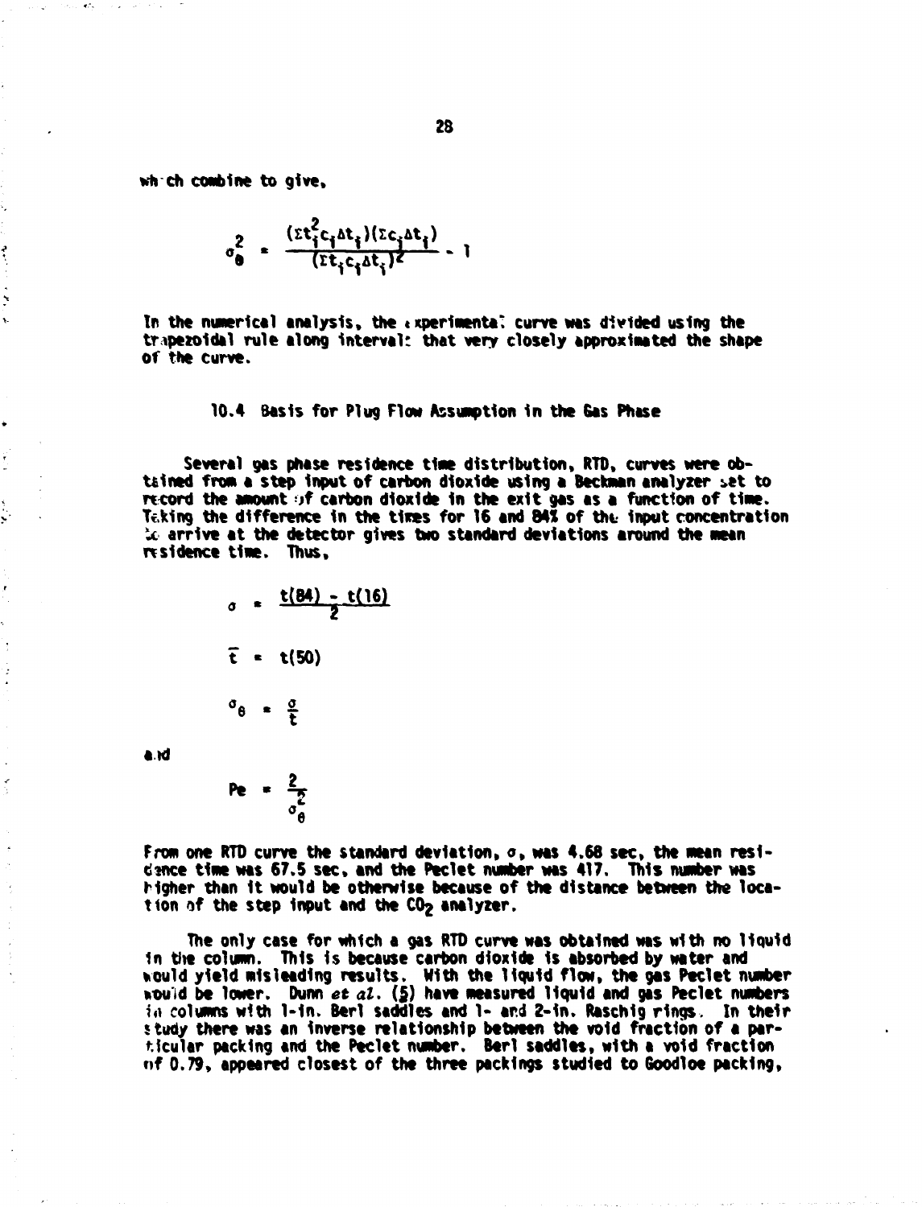which combine to give,

$$\sigma_\theta^2 = \frac{(\Sigma t_i^2 c_i \Delta t_i)(\Sigma c_i \Delta t_i)}{(\Sigma t_i c_i \Delta t_i)^2} - 1$$

In the numerical analysis, the experimental curve was divided using the trapezoidal rule along intervals that very closely approximated the shape of the curve.

### 10.4 Basis for Plug Flow Assumption in the Gas Phase

Several gas phase residence time distribution, RTD, curves were obtained from a step input of carbon dioxide using a Beckman analyzer set to record the amount of carbon dioxide in the exit gas as a function of time. Taking the difference in the times for 16 and 84% of the input concentration to arrive at the detector gives two standard deviations around the mean residence time. Thus,

$$\sigma = \frac{t(84) - t(16)}{2}$$

$$\bar{t} = t(50)$$

$$\sigma_\theta = \frac{\sigma}{\bar{t}}$$

and

$$Pe = \frac{2}{\sigma_\theta^2}$$

From one RTD curve the standard deviation, $\sigma$, was 4.68 sec, the mean residence time was 67.5 sec, and the Peclet number was 417. This number was higher than it would be otherwise because of the distance between the location of the step input and the $CO_2$ analyzer.

The only case for which a gas RTD curve was obtained was with no liquid in the column. This is because carbon dioxide is absorbed by water and would yield misleading results. With the liquid flow, the gas Peclet number would be lower. Dunn *et al.* (5) have measured liquid and gas Peclet numbers in columns with 1-in. Berl saddles and 1- and 2-in. Raschig rings. In their study there was an inverse relationship between the void fraction of a particular packing and the Peclet number. Berl saddles, with a void fraction of 0.79, appeared closest of the three packings studied to Goodloe packing,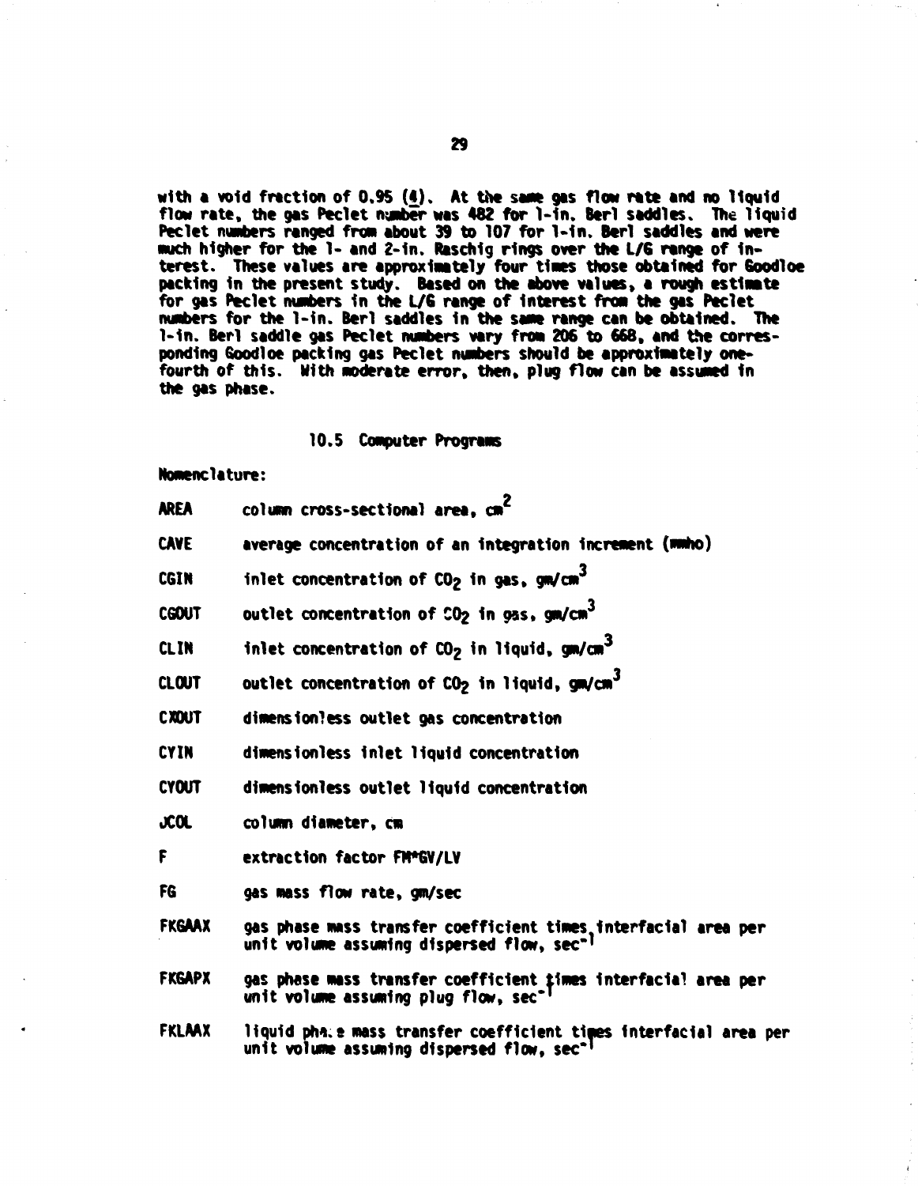with a void fraction of 0.95 (4). At the same gas flow rate and no liquid flow rate, the gas Peclet number was 482 for 1-in. Berl saddles. The liquid Peclet numbers ranged from about 39 to 107 for 1-in. Berl saddles and were much higher for the 1- and 2-in. Raschig rings over the L/G range of interest. These values are approximately four times those obtained for Goodloe packing in the present study. Based on the above values, a rough estimate for gas Peclet numbers in the L/G range of interest from the gas Peclet numbers for the 1-in. Berl saddles in the same range can be obtained. The 1-in. Berl saddle gas Peclet numbers vary from 206 to 668, and the corresponding Goodloe packing gas Peclet numbers should be approximately one-fourth of this. With moderate error, then, plug flow can be assumed in the gas phase.

### 10.5 Computer Programs

Nomenclature:

| | |
|---|---|
| AREA | column cross-sectional area, $cm^2$ |
| CAVE | average concentration of an integration increment (mmho) |
| CGIN | inlet concentration of $CO_2$ in gas, $gm/cm^3$ |
| CGOUT | outlet concentration of $CO_2$ in gas, $gm/cm^3$ |
| CLIN | inlet concentration of $CO_2$ in liquid, $gm/cm^3$ |
| CLOUT | outlet concentration of $CO_2$ in liquid, $gm/cm^3$ |
| CXOUT | dimensionless outlet gas concentration |
| CYIN | dimensionless inlet liquid concentration |
| CYOUT | dimensionless outlet liquid concentration |
| DCOL | column diameter, cm |
| F | extraction factor FM*GV/LV |
| FG | gas mass flow rate, gm/sec |
| FKGAAX | gas phase mass transfer coefficient times interfacial area per unit volume assuming dispersed flow, $sec^{-1}$ |
| FKGAPX | gas phase mass transfer coefficient times interfacial area per unit volume assuming plug flow, $sec^{-1}$ |
| FKLAAX | liquid phase mass transfer coefficient times interfacial area per unit volume assuming dispersed flow, $sec^{-1}$ |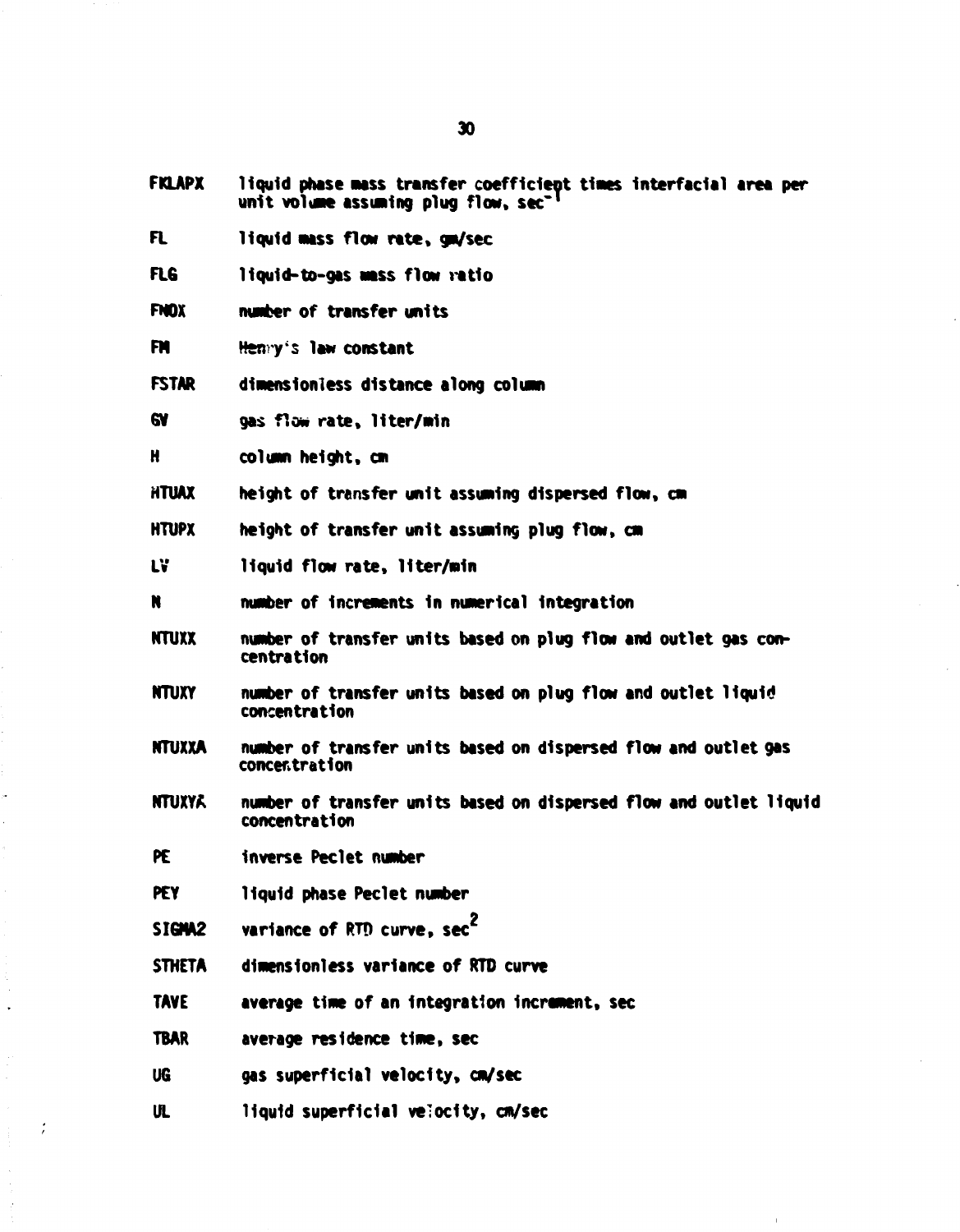| | |
|---|---|
| FKLAPX | liquid phase mass transfer coefficient times interfacial area per unit volume assuming plug flow, $sec^{-1}$ |
| FL | liquid mass flow rate, gm/sec |
| FLG | liquid-to-gas mass flow ratio |
| FNOX | number of transfer units |
| FM | Henry's law constant |
| FSTAR | dimensionless distance along column |
| GV | gas flow rate, liter/min |
| H | column height, cm |
| HTUAX | height of transfer unit assuming dispersed flow, cm |
| HTUPX | height of transfer unit assuming plug flow, cm |
| LV | liquid flow rate, liter/min |
| N | number of increments in numerical integration |
| NTUXX | number of transfer units based on plug flow and outlet gas concentration |
| NTUXY | number of transfer units based on plug flow and outlet liquid concentration |
| NTUXXA | number of transfer units based on dispersed flow and outlet gas concentration |
| NTUXYA | number of transfer units based on dispersed flow and outlet liquid concentration |
| PE | inverse Peclet number |
| PEY | liquid phase Peclet number |
| SIGMA2 | variance of RTD curve, $sec^2$ |
| STHETA | dimensionless variance of RTD curve |
| TAVE | average time of an integration increment, sec |
| TBAR | average residence time, sec |
| UG | gas superficial velocity, cm/sec |
| UL | liquid superficial velocity, cm/sec |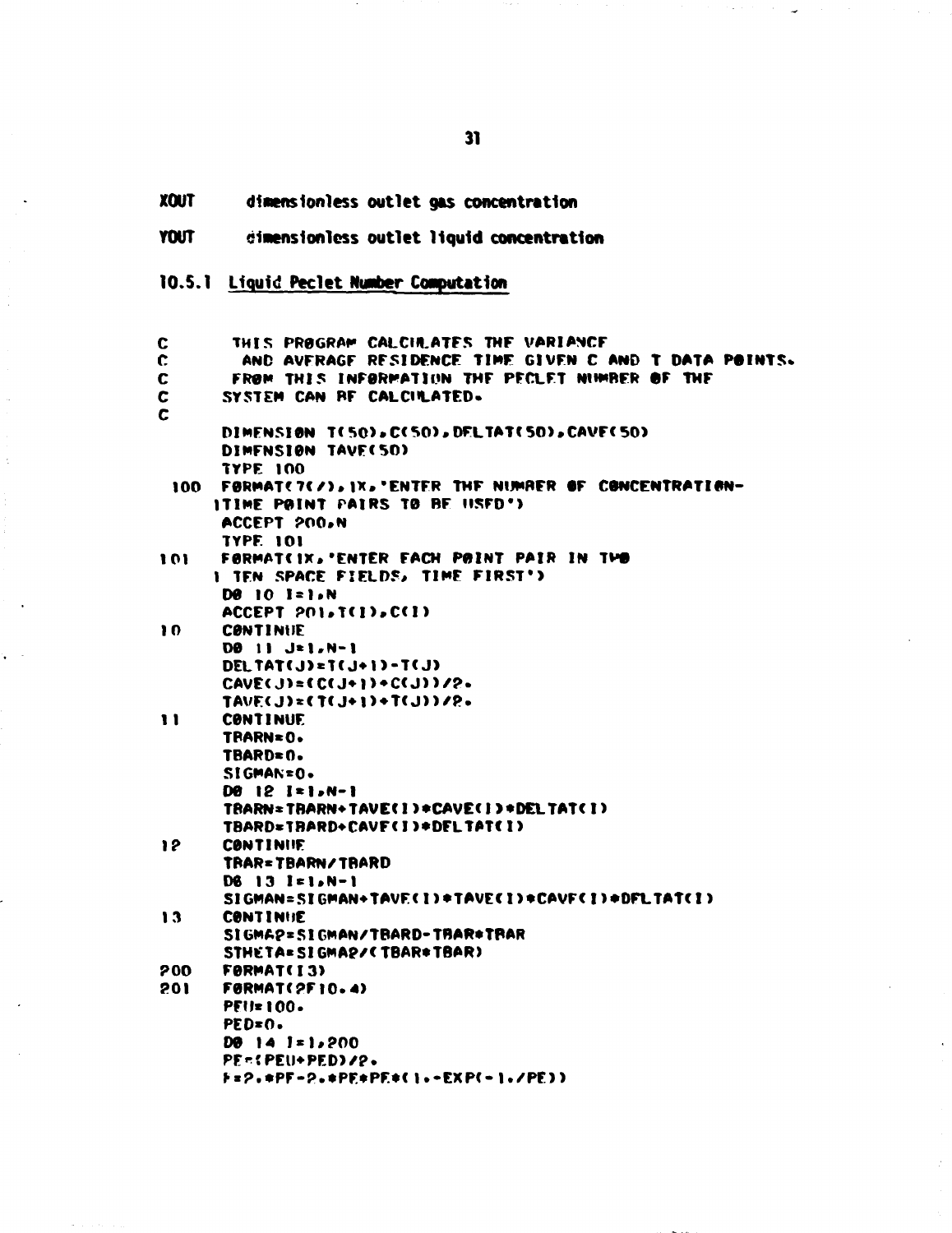XOUT dimensionless outlet gas concentration

YOUT dimensionless outlet liquid concentration

### 10.5.1 Liquid Peclet Number Computation

```
C       THIS PROGRAM CALCULATES THE VARIANCE
C        AND AVERAGE RESIDENCE TIME GIVEN C AND T DATA POINTS.
C       FROM THIS INFORMATION THE PECLET NUMBER OF THE
C      SYSTEM CAN BE CALCULATED.
C
      DIMENSION T(50),C(50),DELTAT(50),CAVE(50)
      DIMENSION TAVE(50)
      TYPE 100
 100  FORMAT(7(/),1X,'ENTER THE NUMBER OF CONCENTRATION-
     1TIME POINT PAIRS TO BE USED')
      ACCEPT 200,N
      TYPE 101
101   FORMAT(1X,'ENTER EACH POINT PAIR IN TWO
     1 TEN SPACE FIELDS, TIME FIRST')
      DO 10 I=1,N
      ACCEPT 201,T(I),C(I)
10    CONTINUE
      DO 11 J=1,N-1
      DELTAT(J)=T(J+1)-T(J)
      CAVE(J)=(C(J+1)+C(J))/2.
      TAVE(J)=(T(J+1)+T(J))/2.
11    CONTINUE
      TBARN=0.
      TBARD=0.
      SIGMAN=0.
      DO 12 I=1,N-1
      TBARN=TBARN+TAVE(I)*CAVE(I)*DELTAT(I)
      TBARD=TBARD+CAVE(I)*DELTAT(I)
12    CONTINUE
      TBAR=TBARN/TBARD
      DO 13 I=1,N-1
      SIGMAN=SIGMAN+TAVE(I)*TAVE(I)*CAVE(I)*DELTAT(I)
13    CONTINUE
      SIGMA2=SIGMAN/TBARD-TBAR*TBAR
      STHETA=SIGMA2/(TBAR*TBAR)
200   FORMAT(I3)
201   FORMAT(2F10.4)
      PEU=100.
      PED=0.
      DO 14 I=1,200
      PE=(PEU+PED)/2.
      F=2.*PE-2.*PE*PE*(1.-EXP(-1./PE))
```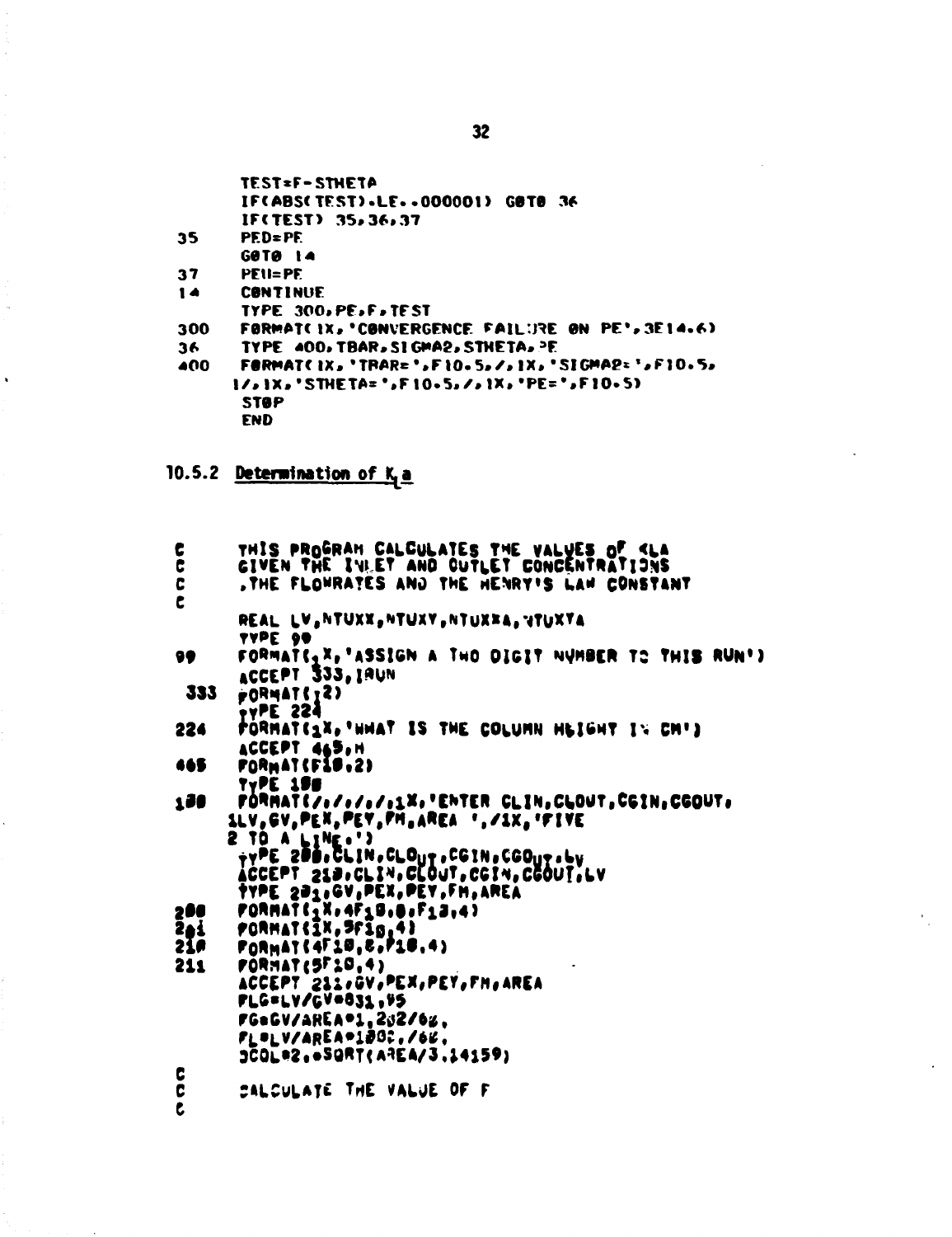```
      TEST=F-STHETA
      IF(ABS(TEST).LE..000001) GOTO 36
      IF(TEST) 35,36,37
35    PED=PE
      GOTO 14
37    PEU=PE
14    CONTINUE
      TYPE 300,PE,F,TEST
300   FORMAT(1X,'CONVERGENCE FAILURE ON PE',3E14.6)
36    TYPE 400,TBAR,SIGMA2,STHETA,PE
400   FORMAT(1X,'TBAR=',F10.5,/,1X,'SIGMA2=',F10.5,
     1/,1X,'STHETA=',F10.5,/,1X,'PE=',F10.5)
      STOP
      END
```

### 10.5.2 Determination of $K_L a$

```
C     THIS PROGRAM CALCULATES THE VALUES OF KLA
C     GIVEN THE INLET AND OUTLET CONCENTRATIONS
C     ,THE FLOWRATES AND THE HENRY'S LAW CONSTANT
C
      REAL LV,NTUXX,NTUXY,NTUXXA,NTUXYA
      TYPE 99
99    FORMAT(1X,'ASSIGN A TWO DIGIT NUMBER TO THIS RUN')
      ACCEPT 333,IRUN
 333  FORMAT(I2)
      TYPE 224
224   FORMAT(1X,'WHAT IS THE COLUMN HEIGHT IN CM')
      ACCEPT 465,H
465   FORMAT(F10.2)
      TYPE 100
100   FORMAT(/,/,/,/,1X,'ENTER CLIN,CLOUT,CGIN,CGOUT,
     1LV,GV,PEX,PEY,FM,AREA ',/1X,'FIVE
     2 TO A LINE.')
      TYPE 200,CLIN,CLOUT,CGIN,CGOUT,LV
      ACCEPT 210,CLIN,CLOUT,CGIN,CGOUT,LV
      TYPE 201,GV,PEX,PEY,FM,AREA
200   FORMAT(1X,4F10.8,F10.4)
201   FORMAT(1X,5F10.4)
210   FORMAT(4F10.8,F10.4)
211   FORMAT(5F10.4)
      ACCEPT 211,GV,PEX,PEY,FM,AREA
      FLG=LV/GV*831.95
      FG=GV/AREA*1.202/60.
      FL=LV/AREA*1000./60.
      DCOL=2.*SQRT(AREA/3.14159)
C
C     CALCULATE THE VALUE OF F
C
```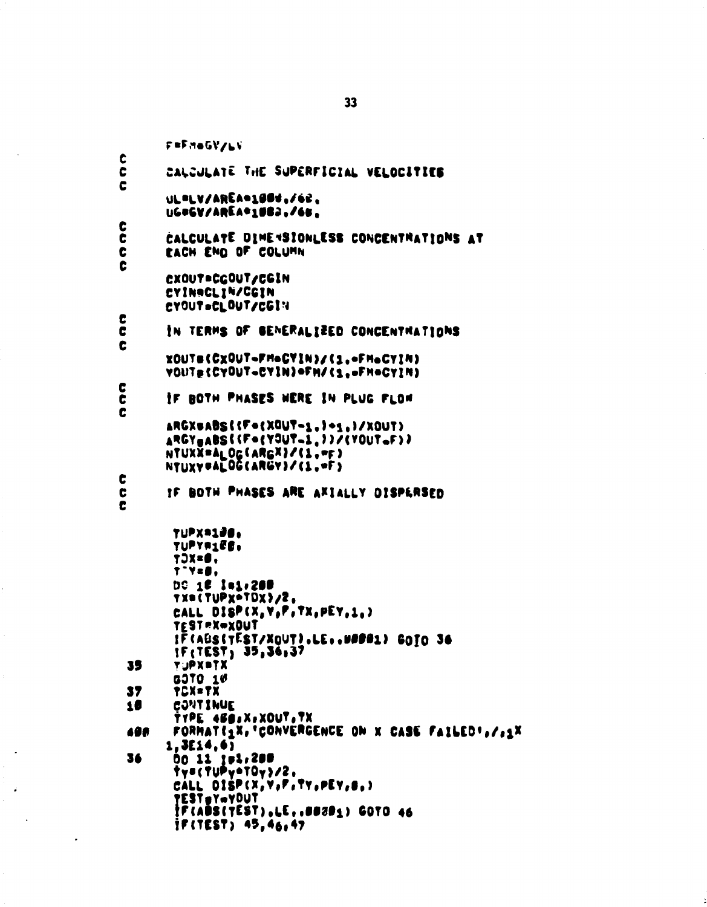```
      F=FM*GV/LV
C
C     CALCULATE THE SUPERFICIAL VELOCITIES
C
      UL=LV/AREA*1000./60.
      UG=GV/AREA*1000./60.
C
C     CALCULATE DIMENSIONLESS CONCENTRATIONS AT
C     EACH END OF COLUMN
C
      CXOUT=CGOUT/CGIN
      CYIN=CLIN/CGIN
      CYOUT=CLOUT/CGIN
C
C     IN TERMS OF GENERALIZED CONCENTRATIONS
C
      XOUT=(CXOUT-FM*CYIN)/(1.-FM*CYIN)
      YOUT=(CYOUT-CYIN)*FM/(1.-FM*CYIN)
C
C     IF BOTH PHASES WERE IN PLUG FLOW
C
      ARGX=ABS((F*(XOUT-1.)+1.)/XOUT)
      ARGY=ABS((F*(YOUT-1.))/(YOUT-F))
      NTUXX=ALOG(ARGX)/(1.-F)
      NTUXY=ALOG(ARGY)/(1.-F)
C
C     IF BOTH PHASES ARE AXIALLY DISPERSED
C
       TUPX=100.
       TUPY=100.
       TDX=0.
       TDY=0.
       DO 10 I=1,200
       TX=(TUPX+TDX)/2.
       CALL DISP(X,Y,F,TX,PEY,1.)
       TEST=X-XOUT
       IF(ABS(TEST/XOUT).LE..00001) GOTO 36
       IF(TEST) 35,36,37
 35    TUPX=TX
       GOTO 10
 37    TDX=TX
 10    CONTINUE
       TYPE 400,X,XOUT,TX
 400   FORMAT(1X,'CONVERGENCE ON X CASE FAILED',/,1X
      1,3E14.6)
 36    DO 11 I=1,200
       TY=(TUPY+TDY)/2.
       CALL DISP(X,Y,F,TY,PEY,0.)
       TEST=Y-YOUT
       IF(ABS(TEST).LE..00001) GOTO 46
       IF(TEST) 45,46,47
```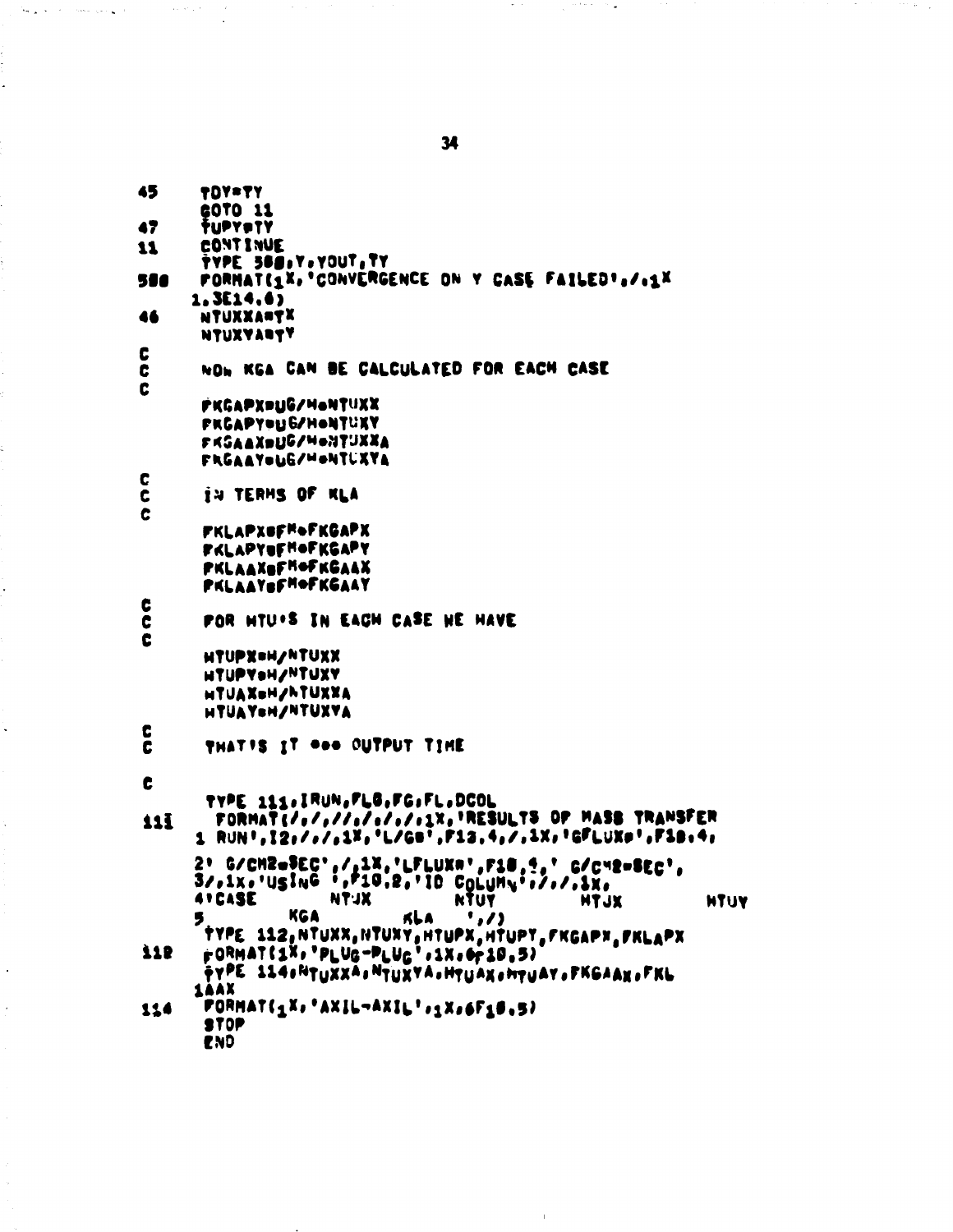```
45    TDY=TY
      GOTO 11
47    TUPY=TY
11    CONTINUE
      TYPE 580,Y,YOUT,TY
580   FORMAT(1X,'CONVERGENCE ON Y CASE FAILED',/,1X
     1,3E14.6)
46    NTUXXA=TX
      NTUXYA=TY
C
C     NOW KGA CAN BE CALCULATED FOR EACH CASE
C
      FKGAPX=UG/H*NTUXX
      FKGAPY=UG/H*NTUXY
      FKGAAX=UG/H*NTUXXA
      FKGAAY=UG/H*NTUXYA
C
C     IN TERMS OF KLA
C
      FKLAPX=FM*FKGAPX
      FKLAPY=FM*FKGAPY
      FKLAAX=FM*FKGAAX
      FKLAAY=FM*FKGAAY
C
C     FOR HTU'S IN EACH CASE WE HAVE
C
      HTUPX=H/NTUXX
      HTUPY=H/NTUXY
      HTUAX=H/NTUXXA
      HTUAY=H/NTUXYA
C
C     THAT'S IT ... OUTPUT TIME
C
C
      TYPE 111,IRUN,FLG,FG,FL,DCOL
111   FORMAT(/,/,//,/,/,/,1X,'RESULTS OF MASS TRANSFER
     1 RUN',I2,/,/,1X,'L/G=',F12.4,/,1X,'GFLUX=',F10.4,
     2' G/CM2-SEC',/,1X,'LFLUX=',F10.4,' G/CM2-SEC',
     3/,1X,'USING ',F10.2,'ID COLUMN',/,/,1X,
     4'CASE       NTUX        NTUY        HTUX        HTUY
     5       KGA        KLA    ',/)
      TYPE 112,NTUXX,NTUXY,HTUPX,HTUPY,FKGAPX,FKLAPX
112   FORMAT(1X,'PLUG-PLUG',1X,6F10.5)
      TYPE 114,NTUXXA,NTUXYA,HTUAX,HTUAY,FKGAAX,FKL
     1AAX
114   FORMAT(1X,'AXIL-AXIL',1X,6F10.5)
      STOP
      END
```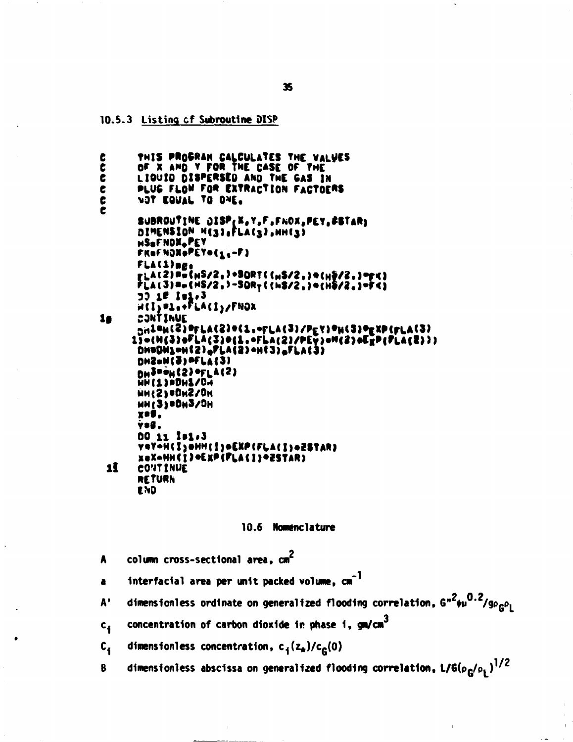## 10.5.3 Listing of Subroutine DISP

```
C     THIS PROGRAM CALCULATES THE VALUES
C     OF X AND Y FOR THE CASE OF THE
C     LIQUID DISPERSED AND THE GAS IN
C     PLUG FLOW FOR EXTRACTION FACTOERS
C     NOT EQUAL TO ONE.
C
      SUBROUTINE DISP(X,Y,F,FNOX,PEY,ZSTAR)
      DIMENSION H(3),FLA(3),HH(3)
      HS=FNOX*PEY
      FK=FNOX*PEY*(1.-F)
      FLA(1)=0.
      FLA(2)=-(HS/2.)+SQRT((HS/2.)*(HS/2.)-FK)
      FLA(3)=-(HS/2.)-SQRT((HS/2.)*(HS/2.)-FK)
      DO 10 I=1,3
      H(I)=1.+FLA(I)/FNOX
10    CONTINUE
      DH1=H(2)*FLA(2)*(1.+FLA(3)/PEY)*H(3)*EXP(FLA(3)
     1)-(H(3)*FLA(3)*(1.+FLA(2)/PEY)*H(2)*EXP(FLA(2)))
      DH=DH1-H(2)*FLA(2)+H(3)*FLA(3)
      DH2=H(3)*FLA(3)
      DH3=-H(2)*FLA(2)
      HH(1)=DH1/DH
      HH(2)=DH2/DH
      HH(3)=DH3/DH
      X=0.
      Y=0.
      DO 11 I=1,3
      Y=Y+H(I)*HH(I)*EXP(FLA(I)*ZSTAR)
      X=X+HH(I)*EXP(FLA(I)*ZSTAR)
11    CONTINUE
      RETURN
      END
```

### 10.6 Nomenclature

- **A** column cross-sectional area, $cm^2$
- **a** interfacial area per unit packed volume, $cm^{-1}$
- **A'** dimensionless ordinate on generalized flooding correlation, $G''^2\psi\mu^{0.2}/g\rho_G\rho_L$
- **$c_i$** concentration of carbon dioxide in phase i, $gm/cm^3$
- **$C_i$** dimensionless concentration, $c_i(z_*)/c_G(0)$
- **B** dimensionless abscissa on generalized flooding correlation, $L/G(\rho_G/\rho_L)^{1/2}$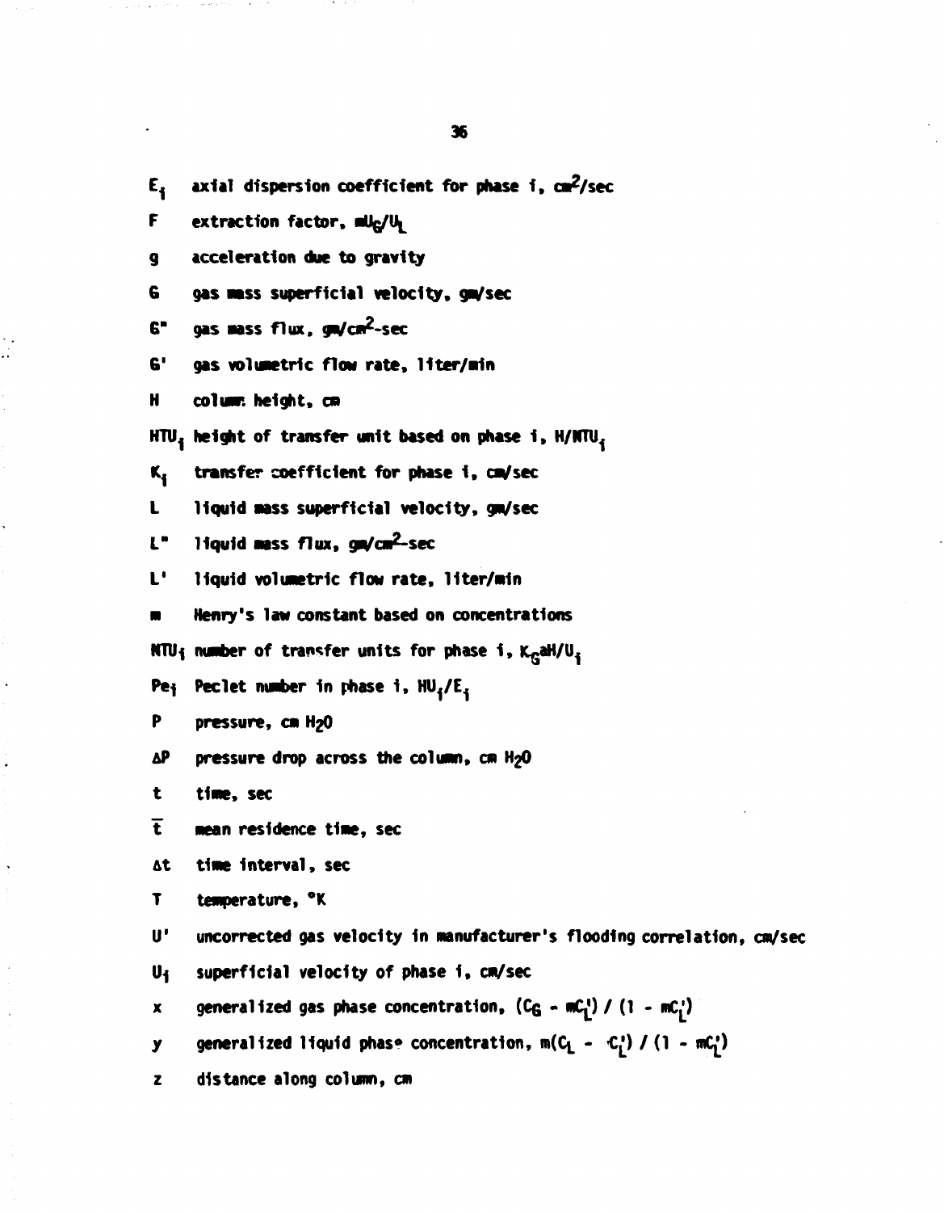$E_i$ axial dispersion coefficient for phase i, $cm^2/sec$

$F$ extraction factor, $mU_G/U_L$

$g$ acceleration due to gravity

$G$ gas mass superficial velocity, gm/sec

$G''$ gas mass flux, $gm/cm^2$-sec

$G'$ gas volumetric flow rate, liter/min

$H$ column height, cm

$HTU_i$ height of transfer unit based on phase i, $H/NTU_i$

$K_i$ transfer coefficient for phase i, cm/sec

$L$ liquid mass superficial velocity, gm/sec

$L''$ liquid mass flux, $gm/cm^2$-sec

$L'$ liquid volumetric flow rate, liter/min

$m$ Henry's law constant based on concentrations

$NTU_i$ number of transfer units for phase i, $K_G aH/U_i$

$Pe_i$ Peclet number in phase i, $HU_i/E_i$

$P$ pressure, cm $H_2O$

$\Delta P$ pressure drop across the column, cm $H_2O$

$t$ time, sec

$\bar{t}$ mean residence time, sec

$\Delta t$ time interval, sec

$T$ temperature, °K

$U'$ uncorrected gas velocity in manufacturer's flooding correlation, cm/sec

$U_i$ superficial velocity of phase i, cm/sec

$x$ generalized gas phase concentration, $(C_G - mC_L') / (1 - mC_L')$

$y$ generalized liquid phase concentration, $m(C_L - C_L') / (1 - mC_L')$

$z$ distance along column, cm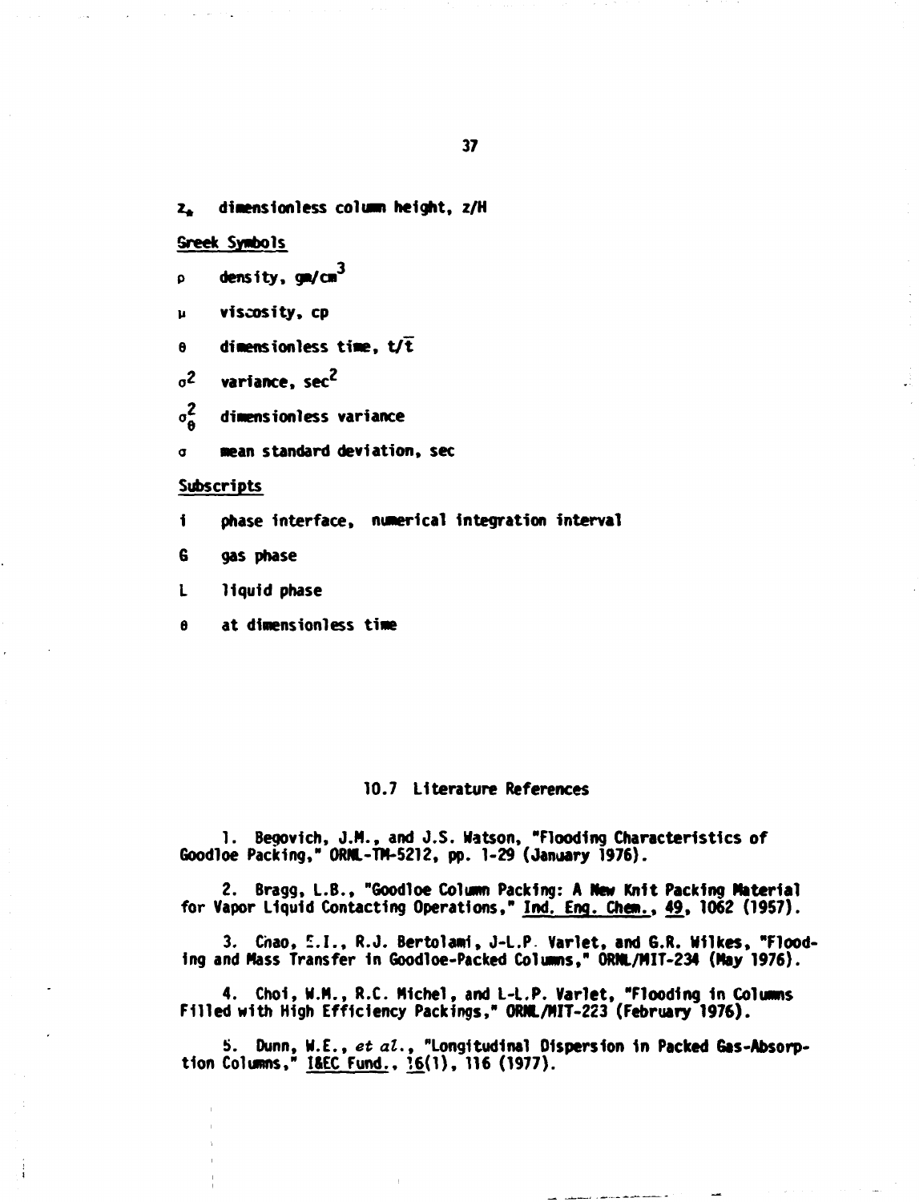$z_*$ dimensionless column height, $z/H$

Greek Symbols

$\rho$ density, $gm/cm^3$

$\mu$ viscosity, cp

$\theta$ dimensionless time, $t/\bar{t}$

$\sigma^2$ variance, $sec^2$

$\sigma_\theta^2$ dimensionless variance

$\sigma$ mean standard deviation, sec

Subscripts

i phase interface, numerical integration interval

G gas phase

L liquid phase

$\theta$ at dimensionless time

## 10.7 Literature References

1. Begovich, J.M., and J.S. Watson, "Flooding Characteristics of Goodloe Packing," ORNL-TM-5212, pp. 1-29 (January 1976).

2. Bragg, L.B., "Goodloe Column Packing: A New Knit Packing Material for Vapor Liquid Contacting Operations," Ind. Eng. Chem., 49, 1062 (1957).

3. Chao, E.I., R.J. Bertolami, J-L.P. Varlet, and G.R. Wilkes, "Flooding and Mass Transfer in Goodloe-Packed Columns," ORNL/MIT-234 (May 1976).

4. Choi, W.M., R.C. Michel, and L-L.P. Varlet, "Flooding in Columns Filled with High Efficiency Packings," ORNL/MIT-223 (February 1976).

5. Dunn, W.E., *et al.*, "Longitudinal Dispersion in Packed Gas-Absorption Columns," I&EC Fund., 16(1), 116 (1977).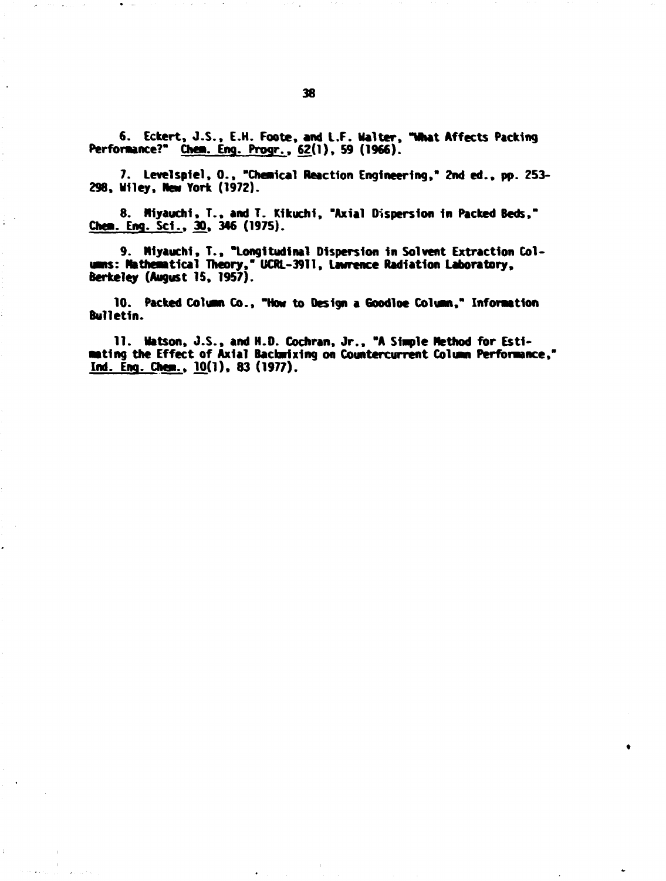6. Eckert, J.S., E.H. Foote, and L.F. Walter, "What Affects Packing Performance?" Chem. Eng. Progr., 62(1), 59 (1966).

7. Levelspiel, O., "Chemical Reaction Engineering," 2nd ed., pp. 253-298, Wiley, New York (1972).

8. Miyauchi, T., and T. Kikuchi, "Axial Dispersion in Packed Beds," Chem. Eng. Sci., 30, 346 (1975).

9. Miyauchi, T., "Longitudinal Dispersion in Solvent Extraction Columns: Mathematical Theory," UCRL-3911, Lawrence Radiation Laboratory, Berkeley (August 15, 1957).

10. Packed Column Co., "How to Design a Goodloe Column," Information Bulletin.

11. Watson, J.S., and H.D. Cochran, Jr., "A Simple Method for Estimating the Effect of Axial Backmixing on Countercurrent Column Performance," Ind. Eng. Chem., 10(1), 83 (1977).